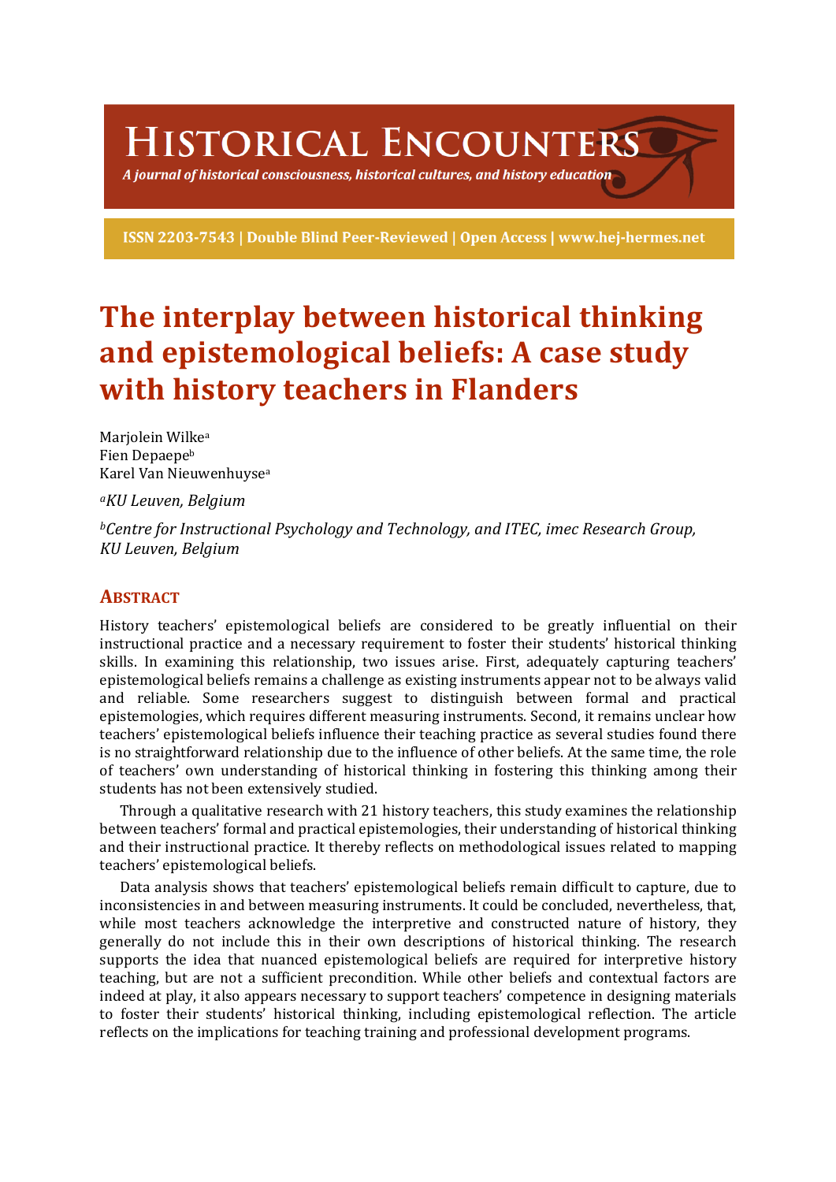# The interplay between historical thinking and epistemological beliefs: A case study with history teachers in Flanders

Marjolein Wilke[a]
Fien Depaepe[b]
Karel Van Nieuwenhuyse[a]

[a]*KU Leuven, Belgium*

[b]*Centre for Instructional Psychology and Technology, and ITEC, imec Research Group, KU Leuven, Belgium*

## Abstract

History teachers' epistemological beliefs are considered to be greatly influential on their instructional practice and a necessary requirement to foster their students' historical thinking skills. In examining this relationship, two issues arise. First, adequately capturing teachers' epistemological beliefs remains a challenge as existing instruments appear not to be always valid and reliable. Some researchers suggest to distinguish between formal and practical epistemologies, which requires different measuring instruments. Second, it remains unclear how teachers' epistemological beliefs influence their teaching practice as several studies found there is no straightforward relationship due to the influence of other beliefs. At the same time, the role of teachers' own understanding of historical thinking in fostering this thinking among their students has not been extensively studied.

Through a qualitative research with 21 history teachers, this study examines the relationship between teachers' formal and practical epistemologies, their understanding of historical thinking and their instructional practice. It thereby reflects on methodological issues related to mapping teachers' epistemological beliefs.

Data analysis shows that teachers' epistemological beliefs remain difficult to capture, due to inconsistencies in and between measuring instruments. It could be concluded, nevertheless, that, while most teachers acknowledge the interpretive and constructed nature of history, they generally do not include this in their own descriptions of historical thinking. The research supports the idea that nuanced epistemological beliefs are required for interpretive history teaching, but are not a sufficient precondition. While other beliefs and contextual factors are indeed at play, it also appears necessary to support teachers' competence in designing materials to foster their students' historical thinking, including epistemological reflection. The article reflects on the implications for teaching training and professional development programs.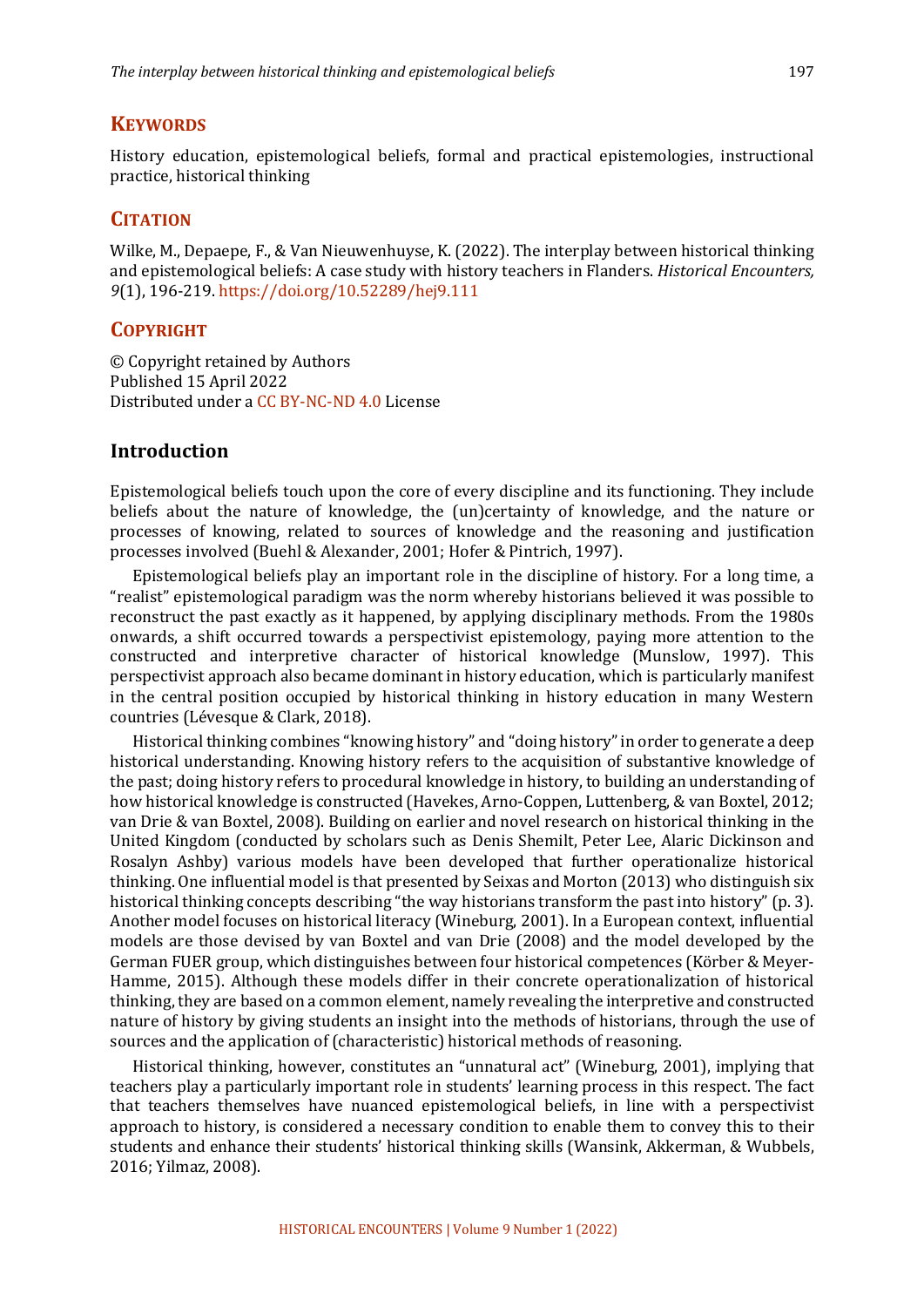## Keywords

History education, epistemological beliefs, formal and practical epistemologies, instructional practice, historical thinking

## Citation

Wilke, M., Depaepe, F., & Van Nieuwenhuyse, K. (2022). The interplay between historical thinking and epistemological beliefs: A case study with history teachers in Flanders. *Historical Encounters, 9*(1), 196-219. https://doi.org/10.52289/hej9.111

## Copyright

© Copyright retained by Authors
Published 15 April 2022
Distributed under a CC BY-NC-ND 4.0 License

## Introduction

Epistemological beliefs touch upon the core of every discipline and its functioning. They include beliefs about the nature of knowledge, the (un)certainty of knowledge, and the nature or processes of knowing, related to sources of knowledge and the reasoning and justification processes involved (Buehl & Alexander, 2001; Hofer & Pintrich, 1997).

Epistemological beliefs play an important role in the discipline of history. For a long time, a "realist" epistemological paradigm was the norm whereby historians believed it was possible to reconstruct the past exactly as it happened, by applying disciplinary methods. From the 1980s onwards, a shift occurred towards a perspectivist epistemology, paying more attention to the constructed and interpretive character of historical knowledge (Munslow, 1997). This perspectivist approach also became dominant in history education, which is particularly manifest in the central position occupied by historical thinking in history education in many Western countries (Lévesque & Clark, 2018).

Historical thinking combines "knowing history" and "doing history" in order to generate a deep historical understanding. Knowing history refers to the acquisition of substantive knowledge of the past; doing history refers to procedural knowledge in history, to building an understanding of how historical knowledge is constructed (Havekes, Arno-Coppen, Luttenberg, & van Boxtel, 2012; van Drie & van Boxtel, 2008). Building on earlier and novel research on historical thinking in the United Kingdom (conducted by scholars such as Denis Shemilt, Peter Lee, Alaric Dickinson and Rosalyn Ashby) various models have been developed that further operationalize historical thinking. One influential model is that presented by Seixas and Morton (2013) who distinguish six historical thinking concepts describing "the way historians transform the past into history" (p. 3). Another model focuses on historical literacy (Wineburg, 2001). In a European context, influential models are those devised by van Boxtel and van Drie (2008) and the model developed by the German FUER group, which distinguishes between four historical competences (Körber & Meyer-Hamme, 2015). Although these models differ in their concrete operationalization of historical thinking, they are based on a common element, namely revealing the interpretive and constructed nature of history by giving students an insight into the methods of historians, through the use of sources and the application of (characteristic) historical methods of reasoning.

Historical thinking, however, constitutes an "unnatural act" (Wineburg, 2001), implying that teachers play a particularly important role in students' learning process in this respect. The fact that teachers themselves have nuanced epistemological beliefs, in line with a perspectivist approach to history, is considered a necessary condition to enable them to convey this to their students and enhance their students' historical thinking skills (Wansink, Akkerman, & Wubbels, 2016; Yilmaz, 2008).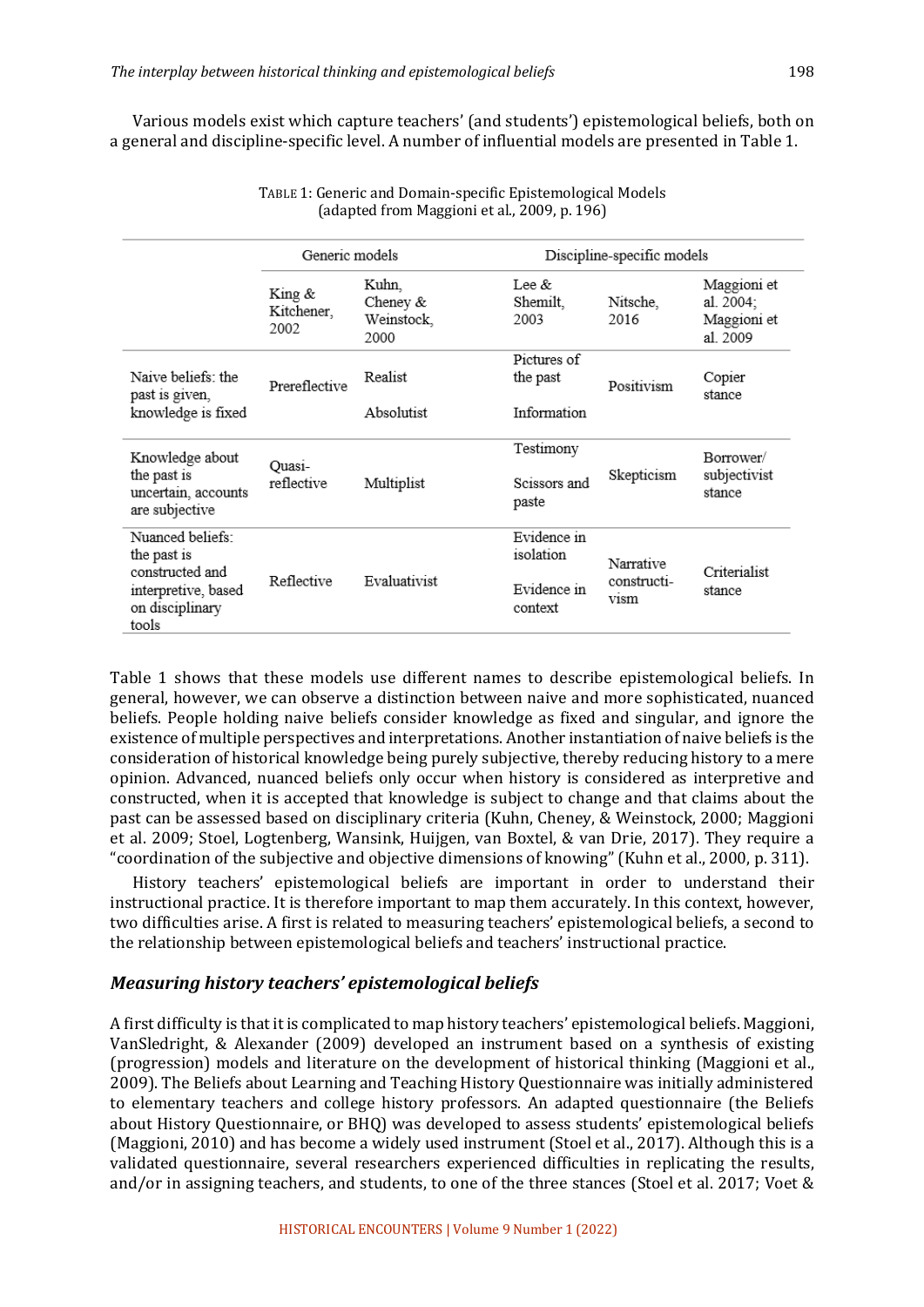Various models exist which capture teachers' (and students') epistemological beliefs, both on a general and discipline-specific level. A number of influential models are presented in Table 1.

TABLE 1: Generic and Domain-specific Epistemological Models (adapted from Maggioni et al., 2009, p. 196)

| | Generic models | | Discipline-specific models | | |
|---|---|---|---|---|---|
| | King & Kitchener, 2002 | Kuhn, Cheney & Weinstock, 2000 | Lee & Shemilt, 2003 | Nitsche, 2016 | Maggioni et al. 2004; Maggioni et al. 2009 |
| Naive beliefs: the past is given, knowledge is fixed | Prereflective | Realist<br>Absolutist | Pictures of the past<br>Information | Positivism | Copier stance |
| Knowledge about the past is uncertain, accounts are subjective | Quasi-reflective | Multiplist | Testimony<br>Scissors and paste | Skepticism | Borrower/ subjectivist stance |
| Nuanced beliefs: the past is constructed and interpretive, based on disciplinary tools | Reflective | Evaluativist | Evidence in isolation<br>Evidence in context | Narrative constructivism | Criterialist stance |

Table 1 shows that these models use different names to describe epistemological beliefs. In general, however, we can observe a distinction between naive and more sophisticated, nuanced beliefs. People holding naive beliefs consider knowledge as fixed and singular, and ignore the existence of multiple perspectives and interpretations. Another instantiation of naive beliefs is the consideration of historical knowledge being purely subjective, thereby reducing history to a mere opinion. Advanced, nuanced beliefs only occur when history is considered as interpretive and constructed, when it is accepted that knowledge is subject to change and that claims about the past can be assessed based on disciplinary criteria (Kuhn, Cheney, & Weinstock, 2000; Maggioni et al. 2009; Stoel, Logtenberg, Wansink, Huijgen, van Boxtel, & van Drie, 2017). They require a "coordination of the subjective and objective dimensions of knowing" (Kuhn et al., 2000, p. 311).

History teachers' epistemological beliefs are important in order to understand their instructional practice. It is therefore important to map them accurately. In this context, however, two difficulties arise. A first is related to measuring teachers' epistemological beliefs, a second to the relationship between epistemological beliefs and teachers' instructional practice.

### *Measuring history teachers' epistemological beliefs*

A first difficulty is that it is complicated to map history teachers' epistemological beliefs. Maggioni, VanSledright, & Alexander (2009) developed an instrument based on a synthesis of existing (progression) models and literature on the development of historical thinking (Maggioni et al., 2009). The Beliefs about Learning and Teaching History Questionnaire was initially administered to elementary teachers and college history professors. An adapted questionnaire (the Beliefs about History Questionnaire, or BHQ) was developed to assess students' epistemological beliefs (Maggioni, 2010) and has become a widely used instrument (Stoel et al., 2017). Although this is a validated questionnaire, several researchers experienced difficulties in replicating the results, and/or in assigning teachers, and students, to one of the three stances (Stoel et al. 2017; Voet &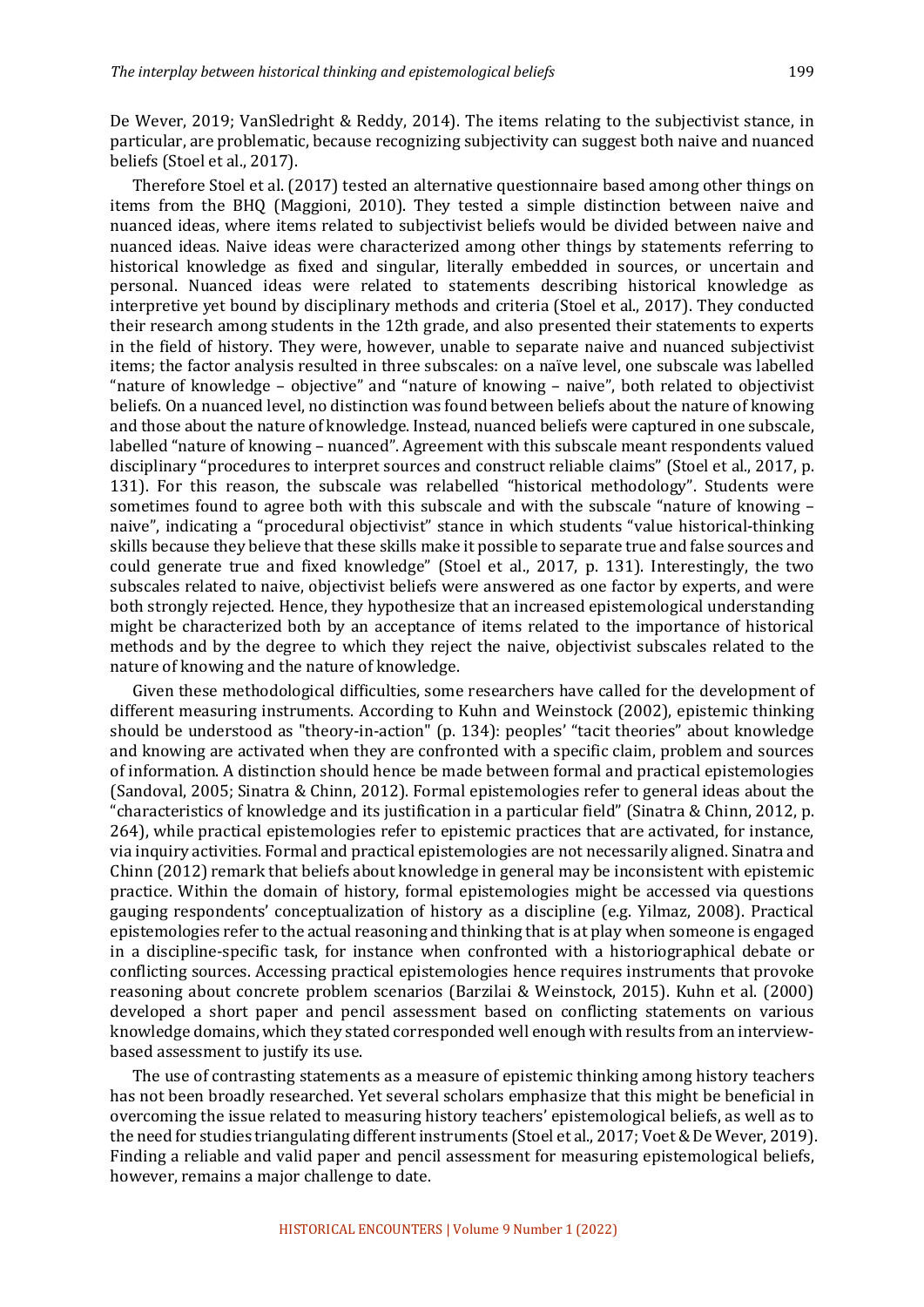De Wever, 2019; VanSledright & Reddy, 2014). The items relating to the subjectivist stance, in particular, are problematic, because recognizing subjectivity can suggest both naive and nuanced beliefs (Stoel et al., 2017).

Therefore Stoel et al. (2017) tested an alternative questionnaire based among other things on items from the BHQ (Maggioni, 2010). They tested a simple distinction between naive and nuanced ideas, where items related to subjectivist beliefs would be divided between naive and nuanced ideas. Naive ideas were characterized among other things by statements referring to historical knowledge as fixed and singular, literally embedded in sources, or uncertain and personal. Nuanced ideas were related to statements describing historical knowledge as interpretive yet bound by disciplinary methods and criteria (Stoel et al., 2017). They conducted their research among students in the 12th grade, and also presented their statements to experts in the field of history. They were, however, unable to separate naive and nuanced subjectivist items; the factor analysis resulted in three subscales: on a naïve level, one subscale was labelled "nature of knowledge – objective" and "nature of knowing – naive", both related to objectivist beliefs. On a nuanced level, no distinction was found between beliefs about the nature of knowing and those about the nature of knowledge. Instead, nuanced beliefs were captured in one subscale, labelled "nature of knowing – nuanced". Agreement with this subscale meant respondents valued disciplinary "procedures to interpret sources and construct reliable claims" (Stoel et al., 2017, p. 131). For this reason, the subscale was relabelled "historical methodology". Students were sometimes found to agree both with this subscale and with the subscale "nature of knowing – naive", indicating a "procedural objectivist" stance in which students "value historical-thinking skills because they believe that these skills make it possible to separate true and false sources and could generate true and fixed knowledge" (Stoel et al., 2017, p. 131). Interestingly, the two subscales related to naive, objectivist beliefs were answered as one factor by experts, and were both strongly rejected. Hence, they hypothesize that an increased epistemological understanding might be characterized both by an acceptance of items related to the importance of historical methods and by the degree to which they reject the naive, objectivist subscales related to the nature of knowing and the nature of knowledge.

Given these methodological difficulties, some researchers have called for the development of different measuring instruments. According to Kuhn and Weinstock (2002), epistemic thinking should be understood as "theory-in-action" (p. 134): peoples' "tacit theories" about knowledge and knowing are activated when they are confronted with a specific claim, problem and sources of information. A distinction should hence be made between formal and practical epistemologies (Sandoval, 2005; Sinatra & Chinn, 2012). Formal epistemologies refer to general ideas about the "characteristics of knowledge and its justification in a particular field" (Sinatra & Chinn, 2012, p. 264), while practical epistemologies refer to epistemic practices that are activated, for instance, via inquiry activities. Formal and practical epistemologies are not necessarily aligned. Sinatra and Chinn (2012) remark that beliefs about knowledge in general may be inconsistent with epistemic practice. Within the domain of history, formal epistemologies might be accessed via questions gauging respondents' conceptualization of history as a discipline (e.g. Yilmaz, 2008). Practical epistemologies refer to the actual reasoning and thinking that is at play when someone is engaged in a discipline-specific task, for instance when confronted with a historiographical debate or conflicting sources. Accessing practical epistemologies hence requires instruments that provoke reasoning about concrete problem scenarios (Barzilai & Weinstock, 2015). Kuhn et al. (2000) developed a short paper and pencil assessment based on conflicting statements on various knowledge domains, which they stated corresponded well enough with results from an interview-based assessment to justify its use.

The use of contrasting statements as a measure of epistemic thinking among history teachers has not been broadly researched. Yet several scholars emphasize that this might be beneficial in overcoming the issue related to measuring history teachers' epistemological beliefs, as well as to the need for studies triangulating different instruments (Stoel et al., 2017; Voet & De Wever, 2019). Finding a reliable and valid paper and pencil assessment for measuring epistemological beliefs, however, remains a major challenge to date.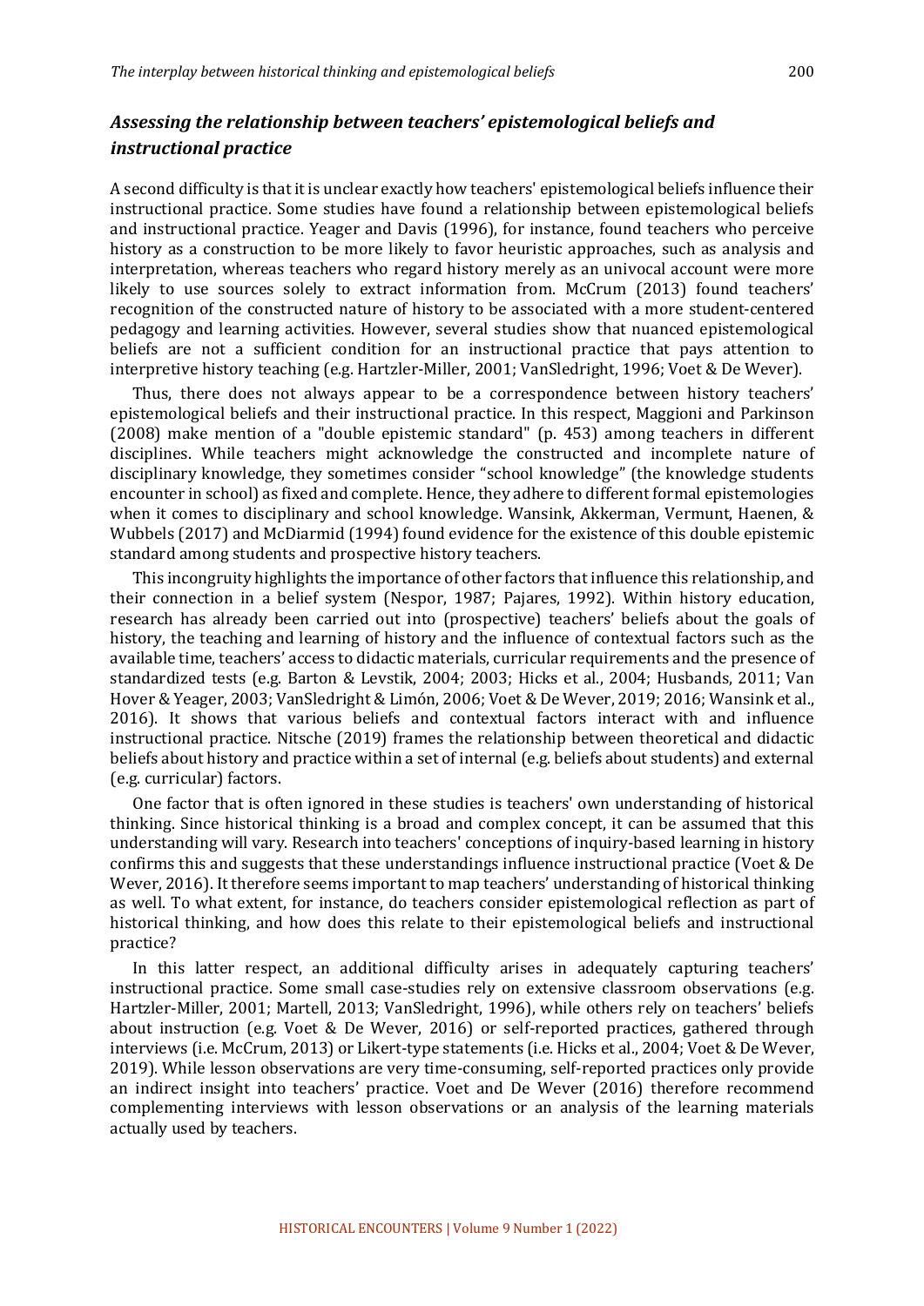## *Assessing the relationship between teachers' epistemological beliefs and instructional practice*

A second difficulty is that it is unclear exactly how teachers' epistemological beliefs influence their instructional practice. Some studies have found a relationship between epistemological beliefs and instructional practice. Yeager and Davis (1996), for instance, found teachers who perceive history as a construction to be more likely to favor heuristic approaches, such as analysis and interpretation, whereas teachers who regard history merely as an univocal account were more likely to use sources solely to extract information from. McCrum (2013) found teachers' recognition of the constructed nature of history to be associated with a more student-centered pedagogy and learning activities. However, several studies show that nuanced epistemological beliefs are not a sufficient condition for an instructional practice that pays attention to interpretive history teaching (e.g. Hartzler-Miller, 2001; VanSledright, 1996; Voet & De Wever).

Thus, there does not always appear to be a correspondence between history teachers' epistemological beliefs and their instructional practice. In this respect, Maggioni and Parkinson (2008) make mention of a "double epistemic standard" (p. 453) among teachers in different disciplines. While teachers might acknowledge the constructed and incomplete nature of disciplinary knowledge, they sometimes consider "school knowledge" (the knowledge students encounter in school) as fixed and complete. Hence, they adhere to different formal epistemologies when it comes to disciplinary and school knowledge. Wansink, Akkerman, Vermunt, Haenen, & Wubbels (2017) and McDiarmid (1994) found evidence for the existence of this double epistemic standard among students and prospective history teachers.

This incongruity highlights the importance of other factors that influence this relationship, and their connection in a belief system (Nespor, 1987; Pajares, 1992). Within history education, research has already been carried out into (prospective) teachers' beliefs about the goals of history, the teaching and learning of history and the influence of contextual factors such as the available time, teachers' access to didactic materials, curricular requirements and the presence of standardized tests (e.g. Barton & Levstik, 2004; 2003; Hicks et al., 2004; Husbands, 2011; Van Hover & Yeager, 2003; VanSledright & Limón, 2006; Voet & De Wever, 2019; 2016; Wansink et al., 2016). It shows that various beliefs and contextual factors interact with and influence instructional practice. Nitsche (2019) frames the relationship between theoretical and didactic beliefs about history and practice within a set of internal (e.g. beliefs about students) and external (e.g. curricular) factors.

One factor that is often ignored in these studies is teachers' own understanding of historical thinking. Since historical thinking is a broad and complex concept, it can be assumed that this understanding will vary. Research into teachers' conceptions of inquiry-based learning in history confirms this and suggests that these understandings influence instructional practice (Voet & De Wever, 2016). It therefore seems important to map teachers' understanding of historical thinking as well. To what extent, for instance, do teachers consider epistemological reflection as part of historical thinking, and how does this relate to their epistemological beliefs and instructional practice?

In this latter respect, an additional difficulty arises in adequately capturing teachers' instructional practice. Some small case-studies rely on extensive classroom observations (e.g. Hartzler-Miller, 2001; Martell, 2013; VanSledright, 1996), while others rely on teachers' beliefs about instruction (e.g. Voet & De Wever, 2016) or self-reported practices, gathered through interviews (i.e. McCrum, 2013) or Likert-type statements (i.e. Hicks et al., 2004; Voet & De Wever, 2019). While lesson observations are very time-consuming, self-reported practices only provide an indirect insight into teachers' practice. Voet and De Wever (2016) therefore recommend complementing interviews with lesson observations or an analysis of the learning materials actually used by teachers.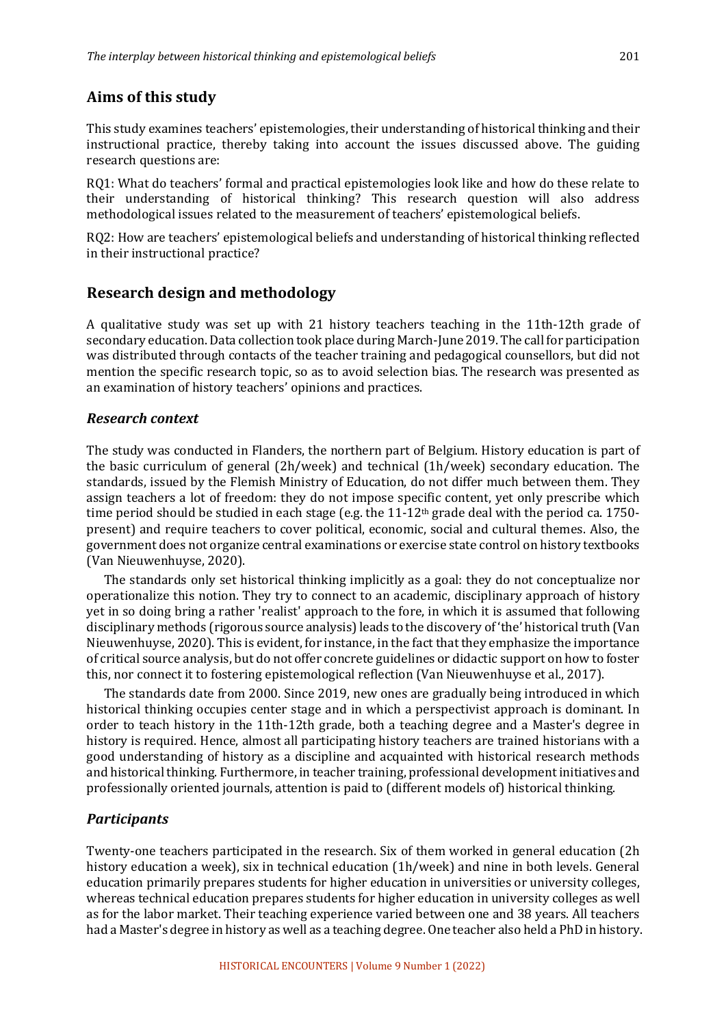## Aims of this study

This study examines teachers' epistemologies, their understanding of historical thinking and their instructional practice, thereby taking into account the issues discussed above. The guiding research questions are:

RQ1: What do teachers' formal and practical epistemologies look like and how do these relate to their understanding of historical thinking? This research question will also address methodological issues related to the measurement of teachers' epistemological beliefs.

RQ2: How are teachers' epistemological beliefs and understanding of historical thinking reflected in their instructional practice?

## Research design and methodology

A qualitative study was set up with 21 history teachers teaching in the 11th-12th grade of secondary education. Data collection took place during March-June 2019. The call for participation was distributed through contacts of the teacher training and pedagogical counsellors, but did not mention the specific research topic, so as to avoid selection bias. The research was presented as an examination of history teachers' opinions and practices.

### *Research context*

The study was conducted in Flanders, the northern part of Belgium. History education is part of the basic curriculum of general (2h/week) and technical (1h/week) secondary education. The standards, issued by the Flemish Ministry of Education, do not differ much between them. They assign teachers a lot of freedom: they do not impose specific content, yet only prescribe which time period should be studied in each stage (e.g. the 11-12th grade deal with the period ca. 1750-present) and require teachers to cover political, economic, social and cultural themes. Also, the government does not organize central examinations or exercise state control on history textbooks (Van Nieuwenhuyse, 2020).

The standards only set historical thinking implicitly as a goal: they do not conceptualize nor operationalize this notion. They try to connect to an academic, disciplinary approach of history yet in so doing bring a rather 'realist' approach to the fore, in which it is assumed that following disciplinary methods (rigorous source analysis) leads to the discovery of 'the' historical truth (Van Nieuwenhuyse, 2020). This is evident, for instance, in the fact that they emphasize the importance of critical source analysis, but do not offer concrete guidelines or didactic support on how to foster this, nor connect it to fostering epistemological reflection (Van Nieuwenhuyse et al., 2017).

The standards date from 2000. Since 2019, new ones are gradually being introduced in which historical thinking occupies center stage and in which a perspectivist approach is dominant. In order to teach history in the 11th-12th grade, both a teaching degree and a Master's degree in history is required. Hence, almost all participating history teachers are trained historians with a good understanding of history as a discipline and acquainted with historical research methods and historical thinking. Furthermore, in teacher training, professional development initiatives and professionally oriented journals, attention is paid to (different models of) historical thinking.

### *Participants*

Twenty-one teachers participated in the research. Six of them worked in general education (2h history education a week), six in technical education (1h/week) and nine in both levels. General education primarily prepares students for higher education in universities or university colleges, whereas technical education prepares students for higher education in university colleges as well as for the labor market. Their teaching experience varied between one and 38 years. All teachers had a Master's degree in history as well as a teaching degree. One teacher also held a PhD in history.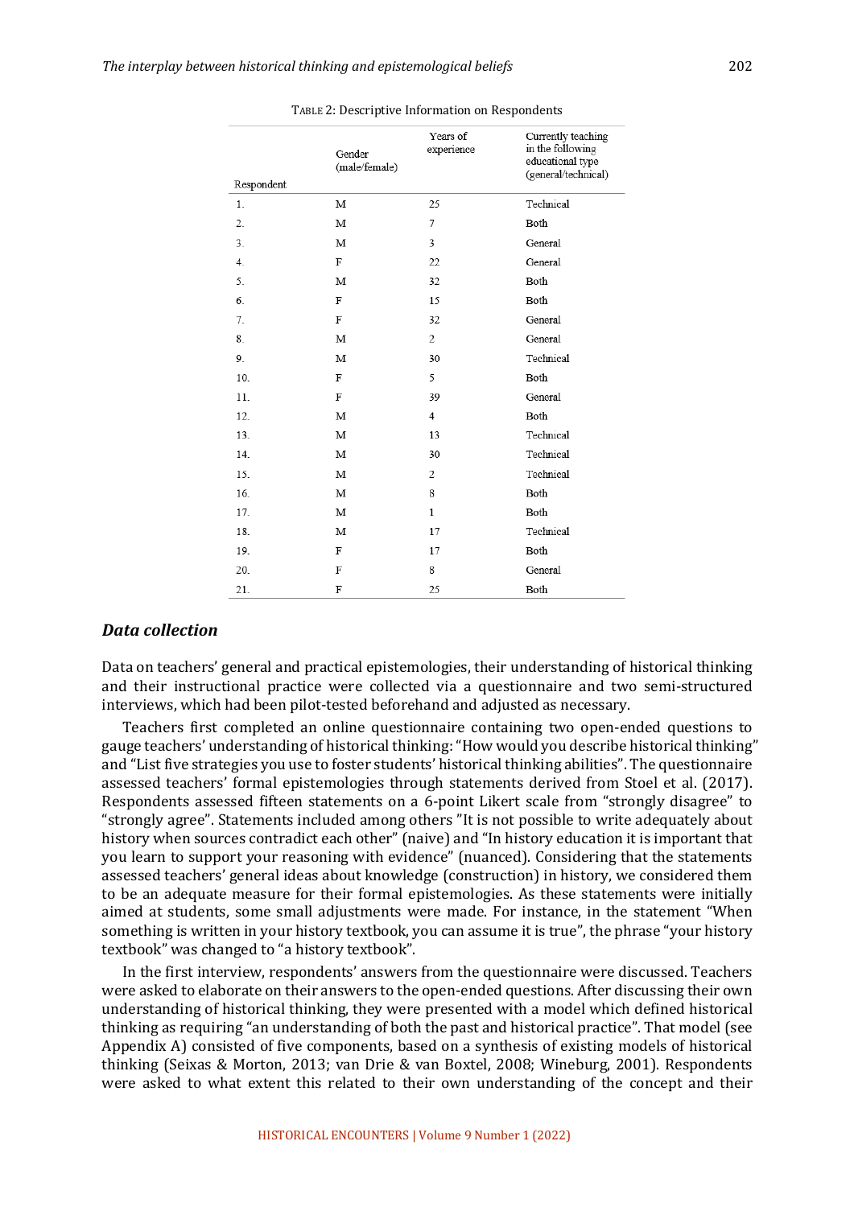TABLE 2: Descriptive Information on Respondents

| Respondent | Gender (male/female) | Years of experience | Currently teaching in the following educational type (general/technical) |
|---|---|---|---|
| 1. | M | 25 | Technical |
| 2. | M | 7 | Both |
| 3. | M | 3 | General |
| 4. | F | 22 | General |
| 5. | M | 32 | Both |
| 6. | F | 15 | Both |
| 7. | F | 32 | General |
| 8. | M | 2 | General |
| 9. | M | 30 | Technical |
| 10. | F | 5 | Both |
| 11. | F | 39 | General |
| 12. | M | 4 | Both |
| 13. | M | 13 | Technical |
| 14. | M | 30 | Technical |
| 15. | M | 2 | Technical |
| 16. | M | 8 | Both |
| 17. | M | 1 | Both |
| 18. | M | 17 | Technical |
| 19. | F | 17 | Both |
| 20. | F | 8 | General |
| 21. | F | 25 | Both |

## *Data collection*

Data on teachers' general and practical epistemologies, their understanding of historical thinking and their instructional practice were collected via a questionnaire and two semi-structured interviews, which had been pilot-tested beforehand and adjusted as necessary.

Teachers first completed an online questionnaire containing two open-ended questions to gauge teachers' understanding of historical thinking: "How would you describe historical thinking" and "List five strategies you use to foster students' historical thinking abilities". The questionnaire assessed teachers' formal epistemologies through statements derived from Stoel et al. (2017). Respondents assessed fifteen statements on a 6-point Likert scale from "strongly disagree" to "strongly agree". Statements included among others "It is not possible to write adequately about history when sources contradict each other" (naive) and "In history education it is important that you learn to support your reasoning with evidence" (nuanced). Considering that the statements assessed teachers' general ideas about knowledge (construction) in history, we considered them to be an adequate measure for their formal epistemologies. As these statements were initially aimed at students, some small adjustments were made. For instance, in the statement "When something is written in your history textbook, you can assume it is true", the phrase "your history textbook" was changed to "a history textbook".

In the first interview, respondents' answers from the questionnaire were discussed. Teachers were asked to elaborate on their answers to the open-ended questions. After discussing their own understanding of historical thinking, they were presented with a model which defined historical thinking as requiring "an understanding of both the past and historical practice". That model (see Appendix A) consisted of five components, based on a synthesis of existing models of historical thinking (Seixas & Morton, 2013; van Drie & van Boxtel, 2008; Wineburg, 2001). Respondents were asked to what extent this related to their own understanding of the concept and their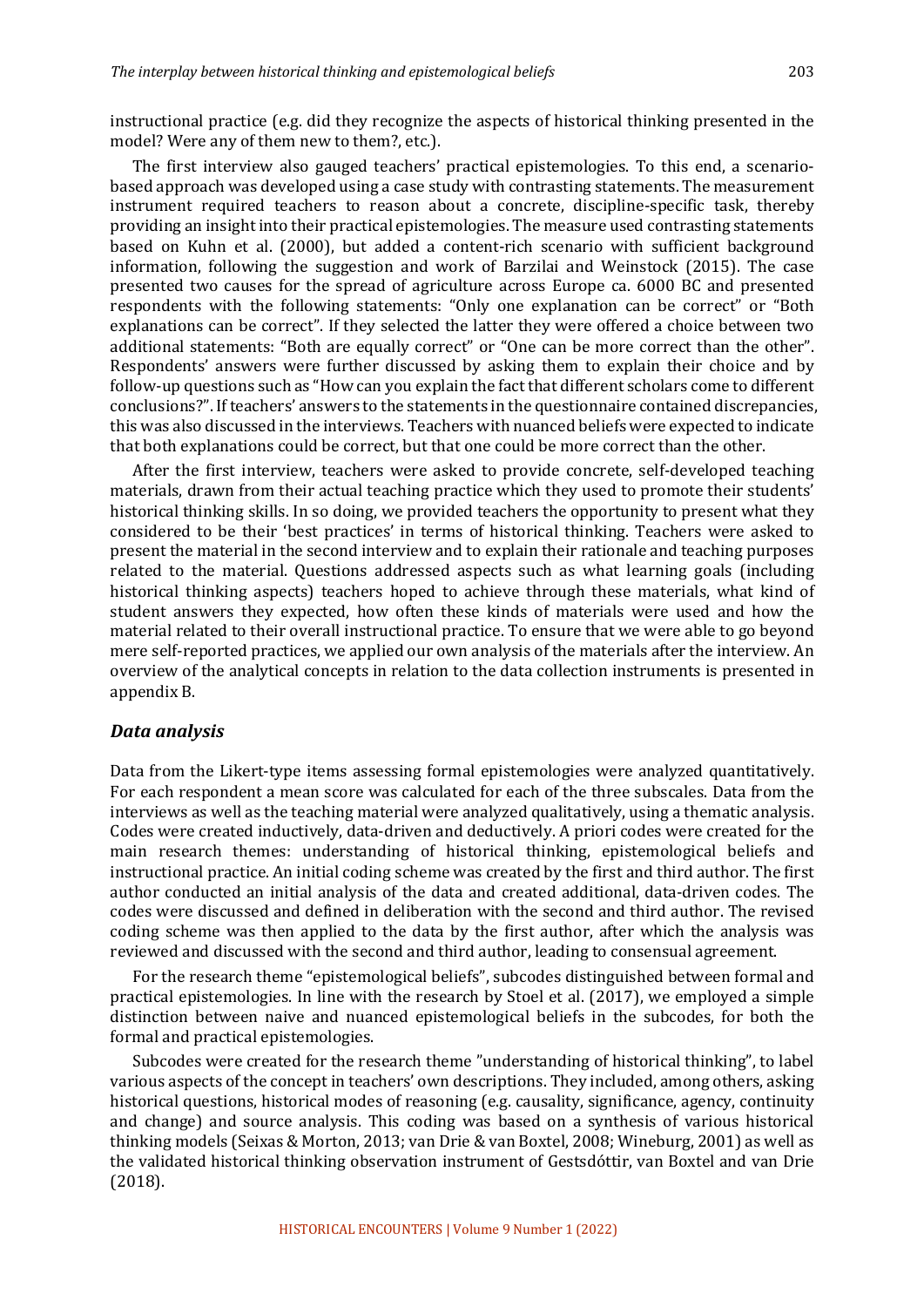instructional practice (e.g. did they recognize the aspects of historical thinking presented in the model? Were any of them new to them?, etc.).

The first interview also gauged teachers' practical epistemologies. To this end, a scenario-based approach was developed using a case study with contrasting statements. The measurement instrument required teachers to reason about a concrete, discipline-specific task, thereby providing an insight into their practical epistemologies. The measure used contrasting statements based on Kuhn et al. (2000), but added a content-rich scenario with sufficient background information, following the suggestion and work of Barzilai and Weinstock (2015). The case presented two causes for the spread of agriculture across Europe ca. 6000 BC and presented respondents with the following statements: "Only one explanation can be correct" or "Both explanations can be correct". If they selected the latter they were offered a choice between two additional statements: "Both are equally correct" or "One can be more correct than the other". Respondents' answers were further discussed by asking them to explain their choice and by follow-up questions such as "How can you explain the fact that different scholars come to different conclusions?". If teachers' answers to the statements in the questionnaire contained discrepancies, this was also discussed in the interviews. Teachers with nuanced beliefs were expected to indicate that both explanations could be correct, but that one could be more correct than the other.

After the first interview, teachers were asked to provide concrete, self-developed teaching materials, drawn from their actual teaching practice which they used to promote their students' historical thinking skills. In so doing, we provided teachers the opportunity to present what they considered to be their 'best practices' in terms of historical thinking. Teachers were asked to present the material in the second interview and to explain their rationale and teaching purposes related to the material. Questions addressed aspects such as what learning goals (including historical thinking aspects) teachers hoped to achieve through these materials, what kind of student answers they expected, how often these kinds of materials were used and how the material related to their overall instructional practice. To ensure that we were able to go beyond mere self-reported practices, we applied our own analysis of the materials after the interview. An overview of the analytical concepts in relation to the data collection instruments is presented in appendix B.

### *Data analysis*

Data from the Likert-type items assessing formal epistemologies were analyzed quantitatively. For each respondent a mean score was calculated for each of the three subscales. Data from the interviews as well as the teaching material were analyzed qualitatively, using a thematic analysis. Codes were created inductively, data-driven and deductively. A priori codes were created for the main research themes: understanding of historical thinking, epistemological beliefs and instructional practice. An initial coding scheme was created by the first and third author. The first author conducted an initial analysis of the data and created additional, data-driven codes. The codes were discussed and defined in deliberation with the second and third author. The revised coding scheme was then applied to the data by the first author, after which the analysis was reviewed and discussed with the second and third author, leading to consensual agreement.

For the research theme "epistemological beliefs", subcodes distinguished between formal and practical epistemologies. In line with the research by Stoel et al. (2017), we employed a simple distinction between naive and nuanced epistemological beliefs in the subcodes, for both the formal and practical epistemologies.

Subcodes were created for the research theme "understanding of historical thinking", to label various aspects of the concept in teachers' own descriptions. They included, among others, asking historical questions, historical modes of reasoning (e.g. causality, significance, agency, continuity and change) and source analysis. This coding was based on a synthesis of various historical thinking models (Seixas & Morton, 2013; van Drie & van Boxtel, 2008; Wineburg, 2001) as well as the validated historical thinking observation instrument of Gestsdóttir, van Boxtel and van Drie (2018).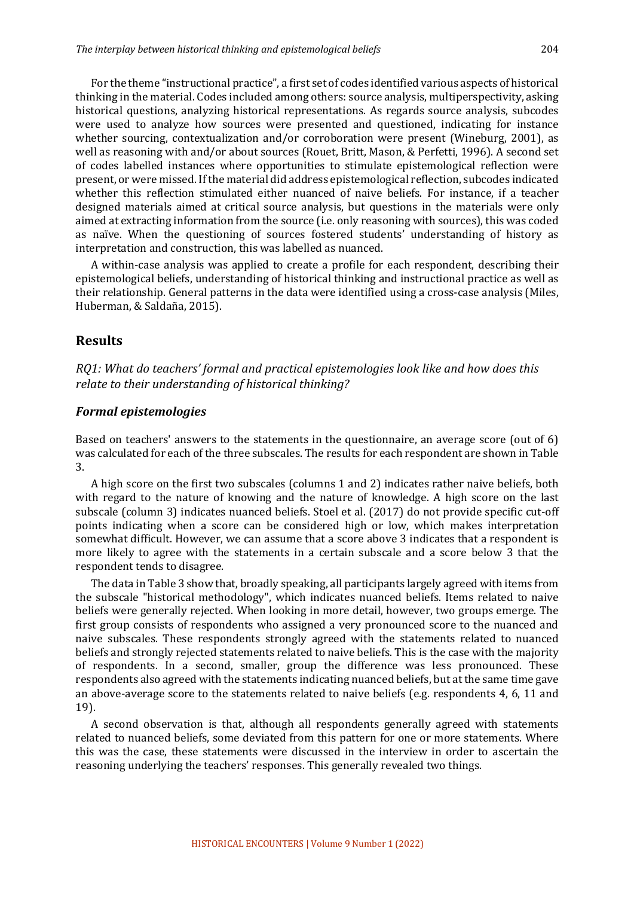For the theme "instructional practice", a first set of codes identified various aspects of historical thinking in the material. Codes included among others: source analysis, multiperspectivity, asking historical questions, analyzing historical representations. As regards source analysis, subcodes were used to analyze how sources were presented and questioned, indicating for instance whether sourcing, contextualization and/or corroboration were present (Wineburg, 2001), as well as reasoning with and/or about sources (Rouet, Britt, Mason, & Perfetti, 1996). A second set of codes labelled instances where opportunities to stimulate epistemological reflection were present, or were missed. If the material did address epistemological reflection, subcodes indicated whether this reflection stimulated either nuanced of naive beliefs. For instance, if a teacher designed materials aimed at critical source analysis, but questions in the materials were only aimed at extracting information from the source (i.e. only reasoning with sources), this was coded as naïve. When the questioning of sources fostered students' understanding of history as interpretation and construction, this was labelled as nuanced.

A within-case analysis was applied to create a profile for each respondent, describing their epistemological beliefs, understanding of historical thinking and instructional practice as well as their relationship. General patterns in the data were identified using a cross-case analysis (Miles, Huberman, & Saldaña, 2015).

## Results

*RQ1: What do teachers' formal and practical epistemologies look like and how does this relate to their understanding of historical thinking?*

### *Formal epistemologies*

Based on teachers' answers to the statements in the questionnaire, an average score (out of 6) was calculated for each of the three subscales. The results for each respondent are shown in Table 3.

A high score on the first two subscales (columns 1 and 2) indicates rather naive beliefs, both with regard to the nature of knowing and the nature of knowledge. A high score on the last subscale (column 3) indicates nuanced beliefs. Stoel et al. (2017) do not provide specific cut-off points indicating when a score can be considered high or low, which makes interpretation somewhat difficult. However, we can assume that a score above 3 indicates that a respondent is more likely to agree with the statements in a certain subscale and a score below 3 that the respondent tends to disagree.

The data in Table 3 show that, broadly speaking, all participants largely agreed with items from the subscale "historical methodology", which indicates nuanced beliefs. Items related to naive beliefs were generally rejected. When looking in more detail, however, two groups emerge. The first group consists of respondents who assigned a very pronounced score to the nuanced and naive subscales. These respondents strongly agreed with the statements related to nuanced beliefs and strongly rejected statements related to naive beliefs. This is the case with the majority of respondents. In a second, smaller, group the difference was less pronounced. These respondents also agreed with the statements indicating nuanced beliefs, but at the same time gave an above-average score to the statements related to naive beliefs (e.g. respondents 4, 6, 11 and 19).

A second observation is that, although all respondents generally agreed with statements related to nuanced beliefs, some deviated from this pattern for one or more statements. Where this was the case, these statements were discussed in the interview in order to ascertain the reasoning underlying the teachers' responses. This generally revealed two things.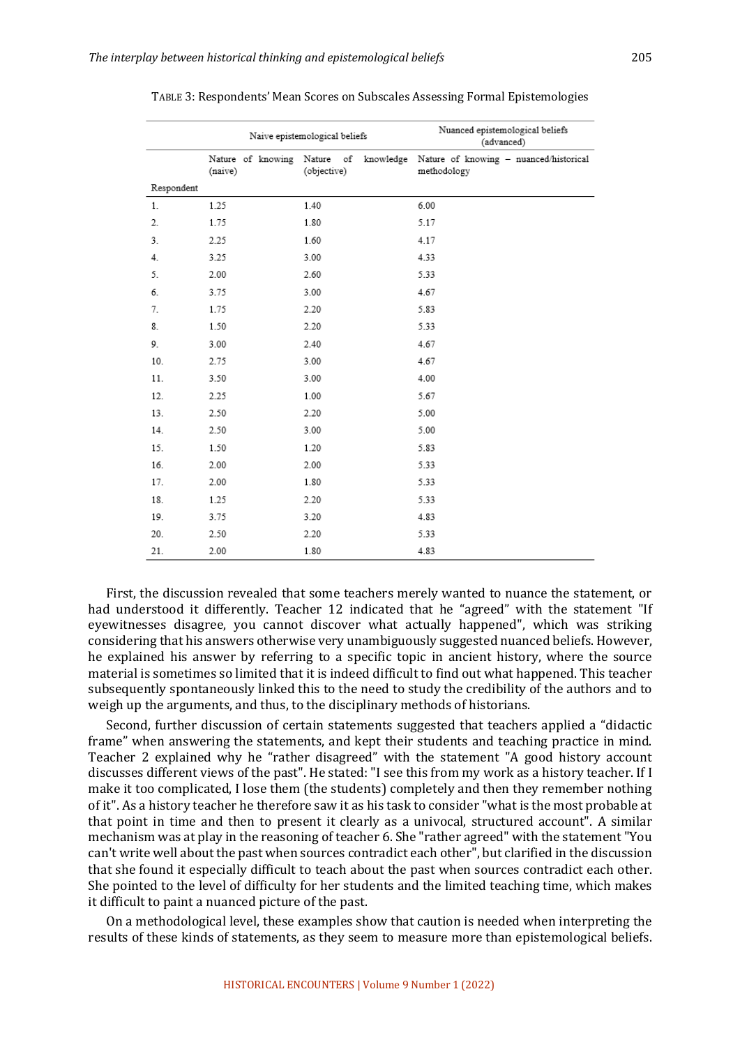TABLE 3: Respondents' Mean Scores on Subscales Assessing Formal Epistemologies

| | Naive epistemological beliefs | | Nuanced epistemological beliefs (advanced) |
|---|---|---|---|
| | Nature of knowing (naive) | Nature of knowledge (objective) | Nature of knowing – nuanced/historical methodology |
| Respondent | | | |
| 1. | 1.25 | 1.40 | 6.00 |
| 2. | 1.75 | 1.80 | 5.17 |
| 3. | 2.25 | 1.60 | 4.17 |
| 4. | 3.25 | 3.00 | 4.33 |
| 5. | 2.00 | 2.60 | 5.33 |
| 6. | 3.75 | 3.00 | 4.67 |
| 7. | 1.75 | 2.20 | 5.83 |
| 8. | 1.50 | 2.20 | 5.33 |
| 9. | 3.00 | 2.40 | 4.67 |
| 10. | 2.75 | 3.00 | 4.67 |
| 11. | 3.50 | 3.00 | 4.00 |
| 12. | 2.25 | 1.00 | 5.67 |
| 13. | 2.50 | 2.20 | 5.00 |
| 14. | 2.50 | 3.00 | 5.00 |
| 15. | 1.50 | 1.20 | 5.83 |
| 16. | 2.00 | 2.00 | 5.33 |
| 17. | 2.00 | 1.80 | 5.33 |
| 18. | 1.25 | 2.20 | 5.33 |
| 19. | 3.75 | 3.20 | 4.83 |
| 20. | 2.50 | 2.20 | 5.33 |
| 21. | 2.00 | 1.80 | 4.83 |

First, the discussion revealed that some teachers merely wanted to nuance the statement, or had understood it differently. Teacher 12 indicated that he "agreed" with the statement "If eyewitnesses disagree, you cannot discover what actually happened", which was striking considering that his answers otherwise very unambiguously suggested nuanced beliefs. However, he explained his answer by referring to a specific topic in ancient history, where the source material is sometimes so limited that it is indeed difficult to find out what happened. This teacher subsequently spontaneously linked this to the need to study the credibility of the authors and to weigh up the arguments, and thus, to the disciplinary methods of historians.

Second, further discussion of certain statements suggested that teachers applied a "didactic frame" when answering the statements, and kept their students and teaching practice in mind. Teacher 2 explained why he "rather disagreed" with the statement "A good history account discusses different views of the past". He stated: "I see this from my work as a history teacher. If I make it too complicated, I lose them (the students) completely and then they remember nothing of it". As a history teacher he therefore saw it as his task to consider "what is the most probable at that point in time and then to present it clearly as a univocal, structured account". A similar mechanism was at play in the reasoning of teacher 6. She "rather agreed" with the statement "You can't write well about the past when sources contradict each other", but clarified in the discussion that she found it especially difficult to teach about the past when sources contradict each other. She pointed to the level of difficulty for her students and the limited teaching time, which makes it difficult to paint a nuanced picture of the past.

On a methodological level, these examples show that caution is needed when interpreting the results of these kinds of statements, as they seem to measure more than epistemological beliefs.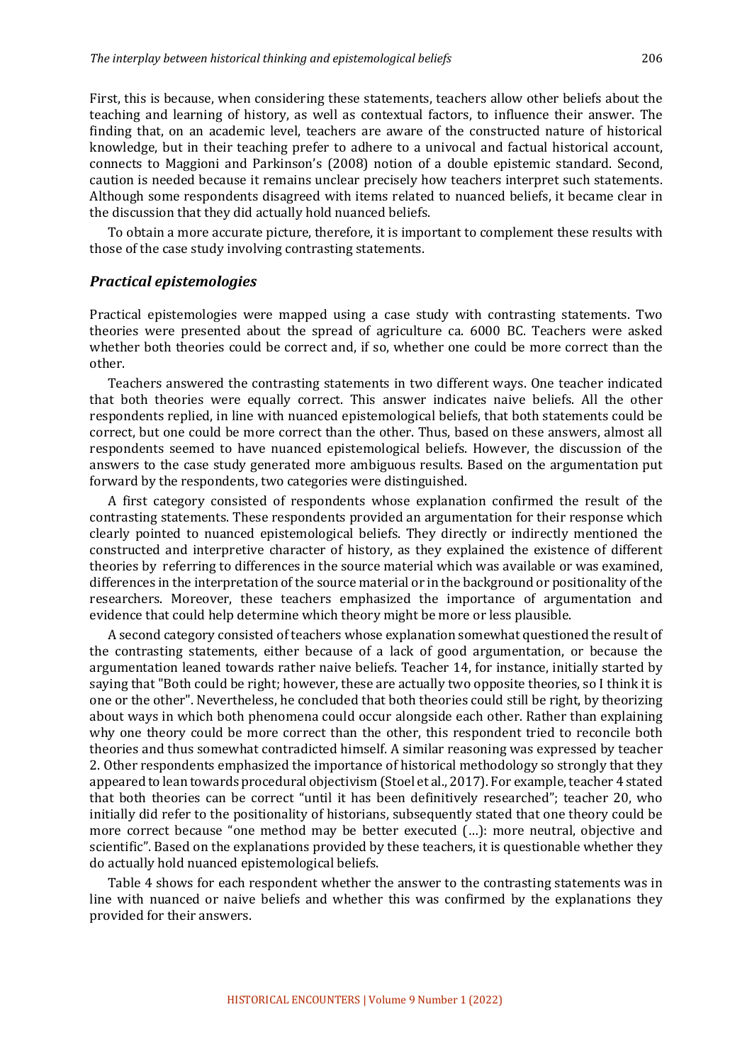First, this is because, when considering these statements, teachers allow other beliefs about the teaching and learning of history, as well as contextual factors, to influence their answer. The finding that, on an academic level, teachers are aware of the constructed nature of historical knowledge, but in their teaching prefer to adhere to a univocal and factual historical account, connects to Maggioni and Parkinson's (2008) notion of a double epistemic standard. Second, caution is needed because it remains unclear precisely how teachers interpret such statements. Although some respondents disagreed with items related to nuanced beliefs, it became clear in the discussion that they did actually hold nuanced beliefs.

To obtain a more accurate picture, therefore, it is important to complement these results with those of the case study involving contrasting statements.

### *Practical epistemologies*

Practical epistemologies were mapped using a case study with contrasting statements. Two theories were presented about the spread of agriculture ca. 6000 BC. Teachers were asked whether both theories could be correct and, if so, whether one could be more correct than the other.

Teachers answered the contrasting statements in two different ways. One teacher indicated that both theories were equally correct. This answer indicates naive beliefs. All the other respondents replied, in line with nuanced epistemological beliefs, that both statements could be correct, but one could be more correct than the other. Thus, based on these answers, almost all respondents seemed to have nuanced epistemological beliefs. However, the discussion of the answers to the case study generated more ambiguous results. Based on the argumentation put forward by the respondents, two categories were distinguished.

A first category consisted of respondents whose explanation confirmed the result of the contrasting statements. These respondents provided an argumentation for their response which clearly pointed to nuanced epistemological beliefs. They directly or indirectly mentioned the constructed and interpretive character of history, as they explained the existence of different theories by referring to differences in the source material which was available or was examined, differences in the interpretation of the source material or in the background or positionality of the researchers. Moreover, these teachers emphasized the importance of argumentation and evidence that could help determine which theory might be more or less plausible.

A second category consisted of teachers whose explanation somewhat questioned the result of the contrasting statements, either because of a lack of good argumentation, or because the argumentation leaned towards rather naive beliefs. Teacher 14, for instance, initially started by saying that "Both could be right; however, these are actually two opposite theories, so I think it is one or the other". Nevertheless, he concluded that both theories could still be right, by theorizing about ways in which both phenomena could occur alongside each other. Rather than explaining why one theory could be more correct than the other, this respondent tried to reconcile both theories and thus somewhat contradicted himself. A similar reasoning was expressed by teacher 2. Other respondents emphasized the importance of historical methodology so strongly that they appeared to lean towards procedural objectivism (Stoel et al., 2017). For example, teacher 4 stated that both theories can be correct "until it has been definitively researched"; teacher 20, who initially did refer to the positionality of historians, subsequently stated that one theory could be more correct because "one method may be better executed (…): more neutral, objective and scientific". Based on the explanations provided by these teachers, it is questionable whether they do actually hold nuanced epistemological beliefs.

Table 4 shows for each respondent whether the answer to the contrasting statements was in line with nuanced or naive beliefs and whether this was confirmed by the explanations they provided for their answers.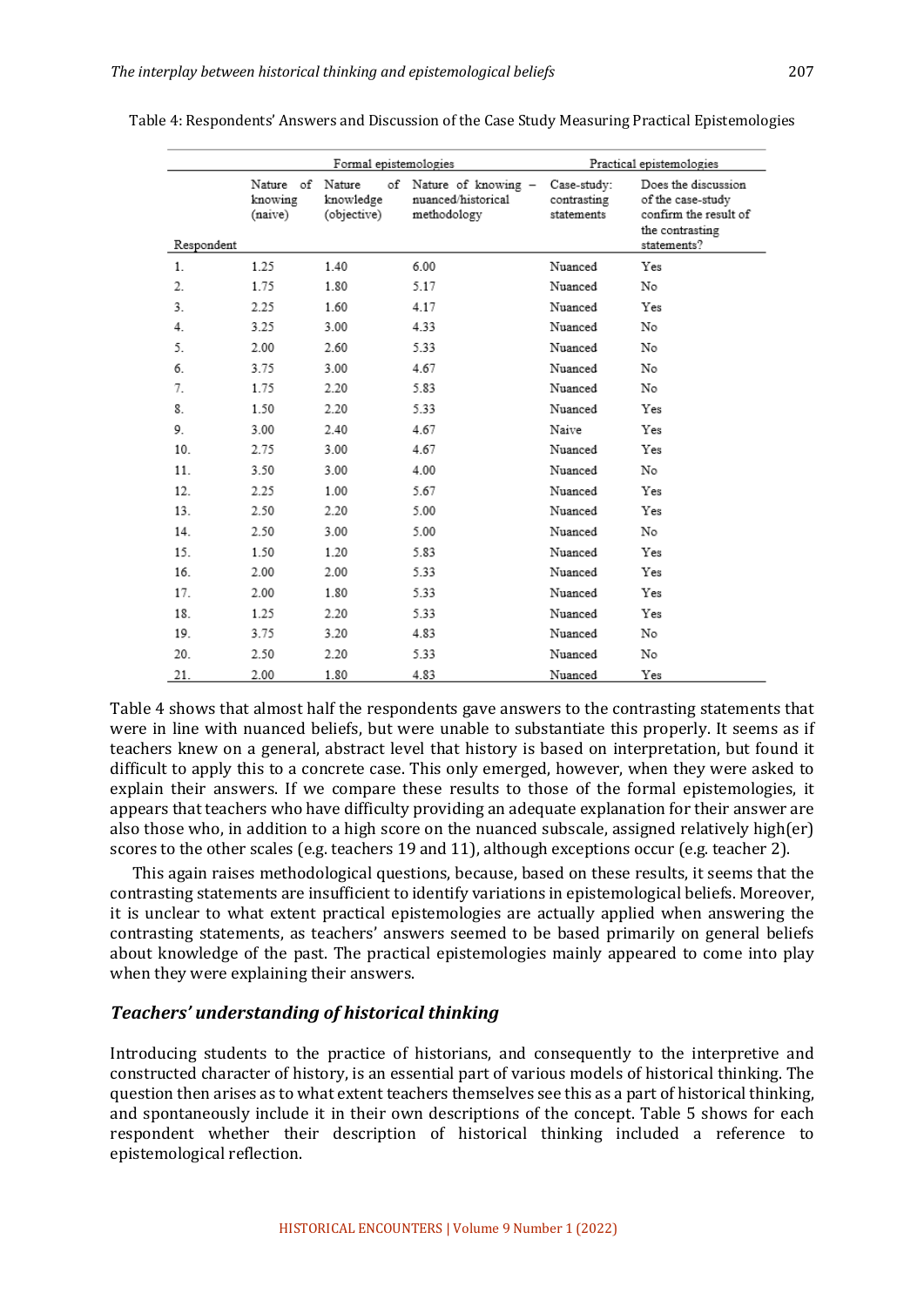Table 4: Respondents' Answers and Discussion of the Case Study Measuring Practical Epistemologies

| | Formal epistemologies | | | Practical epistemologies | |
|---|---|---|---|---|---|
| Respondent | Nature of knowing (naive) | Nature knowledge (objective) | Nature of knowing – nuanced/historical methodology | Case-study: contrasting statements | Does the discussion of the case-study confirm the result of the contrasting statements? |
| 1. | 1.25 | 1.40 | 6.00 | Nuanced | Yes |
| 2. | 1.75 | 1.80 | 5.17 | Nuanced | No |
| 3. | 2.25 | 1.60 | 4.17 | Nuanced | Yes |
| 4. | 3.25 | 3.00 | 4.33 | Nuanced | No |
| 5. | 2.00 | 2.60 | 5.33 | Nuanced | No |
| 6. | 3.75 | 3.00 | 4.67 | Nuanced | No |
| 7. | 1.75 | 2.20 | 5.83 | Nuanced | No |
| 8. | 1.50 | 2.20 | 5.33 | Nuanced | Yes |
| 9. | 3.00 | 2.40 | 4.67 | Naive | Yes |
| 10. | 2.75 | 3.00 | 4.67 | Nuanced | Yes |
| 11. | 3.50 | 3.00 | 4.00 | Nuanced | No |
| 12. | 2.25 | 1.00 | 5.67 | Nuanced | Yes |
| 13. | 2.50 | 2.20 | 5.00 | Nuanced | Yes |
| 14. | 2.50 | 3.00 | 5.00 | Nuanced | No |
| 15. | 1.50 | 1.20 | 5.83 | Nuanced | Yes |
| 16. | 2.00 | 2.00 | 5.33 | Nuanced | Yes |
| 17. | 2.00 | 1.80 | 5.33 | Nuanced | Yes |
| 18. | 1.25 | 2.20 | 5.33 | Nuanced | Yes |
| 19. | 3.75 | 3.20 | 4.83 | Nuanced | No |
| 20. | 2.50 | 2.20 | 5.33 | Nuanced | No |
| 21. | 2.00 | 1.80 | 4.83 | Nuanced | Yes |

Table 4 shows that almost half the respondents gave answers to the contrasting statements that were in line with nuanced beliefs, but were unable to substantiate this properly. It seems as if teachers knew on a general, abstract level that history is based on interpretation, but found it difficult to apply this to a concrete case. This only emerged, however, when they were asked to explain their answers. If we compare these results to those of the formal epistemologies, it appears that teachers who have difficulty providing an adequate explanation for their answer are also those who, in addition to a high score on the nuanced subscale, assigned relatively high(er) scores to the other scales (e.g. teachers 19 and 11), although exceptions occur (e.g. teacher 2).

This again raises methodological questions, because, based on these results, it seems that the contrasting statements are insufficient to identify variations in epistemological beliefs. Moreover, it is unclear to what extent practical epistemologies are actually applied when answering the contrasting statements, as teachers' answers seemed to be based primarily on general beliefs about knowledge of the past. The practical epistemologies mainly appeared to come into play when they were explaining their answers.

### *Teachers' understanding of historical thinking*

Introducing students to the practice of historians, and consequently to the interpretive and constructed character of history, is an essential part of various models of historical thinking. The question then arises as to what extent teachers themselves see this as a part of historical thinking, and spontaneously include it in their own descriptions of the concept. Table 5 shows for each respondent whether their description of historical thinking included a reference to epistemological reflection.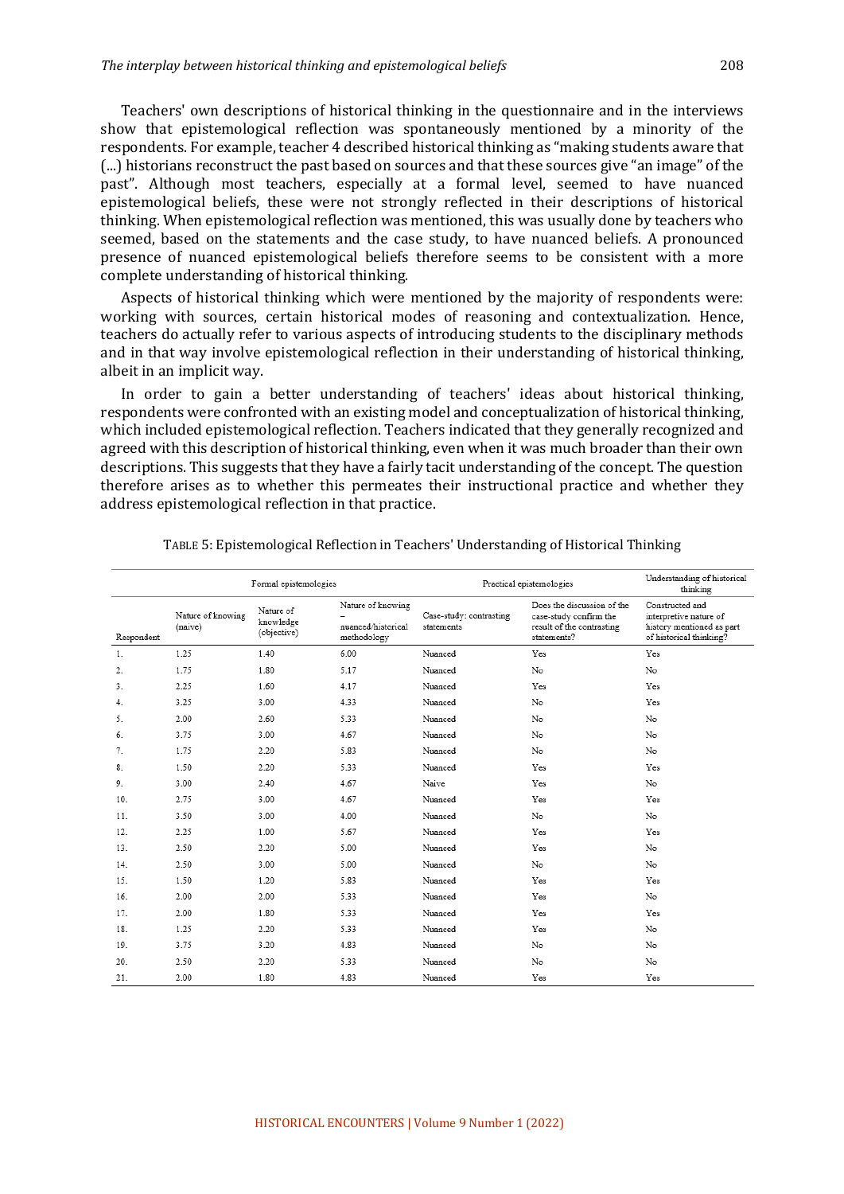Teachers' own descriptions of historical thinking in the questionnaire and in the interviews show that epistemological reflection was spontaneously mentioned by a minority of the respondents. For example, teacher 4 described historical thinking as "making students aware that (...) historians reconstruct the past based on sources and that these sources give "an image" of the past". Although most teachers, especially at a formal level, seemed to have nuanced epistemological beliefs, these were not strongly reflected in their descriptions of historical thinking. When epistemological reflection was mentioned, this was usually done by teachers who seemed, based on the statements and the case study, to have nuanced beliefs. A pronounced presence of nuanced epistemological beliefs therefore seems to be consistent with a more complete understanding of historical thinking.

Aspects of historical thinking which were mentioned by the majority of respondents were: working with sources, certain historical modes of reasoning and contextualization. Hence, teachers do actually refer to various aspects of introducing students to the disciplinary methods and in that way involve epistemological reflection in their understanding of historical thinking, albeit in an implicit way.

In order to gain a better understanding of teachers' ideas about historical thinking, respondents were confronted with an existing model and conceptualization of historical thinking, which included epistemological reflection. Teachers indicated that they generally recognized and agreed with this description of historical thinking, even when it was much broader than their own descriptions. This suggests that they have a fairly tacit understanding of the concept. The question therefore arises as to whether this permeates their instructional practice and whether they address epistemological reflection in that practice.

TABLE 5: Epistemological Reflection in Teachers' Understanding of Historical Thinking

| | Formal epistemologies | | | Practical epistemologies | | Understanding of historical thinking |
|---|---|---|---|---|---|---|
| Respondent | Nature of knowing (naive) | Nature of knowledge (objective) | Nature of knowing – nuanced/historical methodology | Case-study: contrasting statements | Does the discussion of the case-study confirm the result of the contrasting statements? | Constructed and interpretive nature of history mentioned as part of historical thinking? |
| 1. | 1.25 | 1.40 | 6.00 | Nuanced | Yes | Yes |
| 2. | 1.75 | 1.80 | 5.17 | Nuanced | No | No |
| 3. | 2.25 | 1.60 | 4.17 | Nuanced | Yes | Yes |
| 4. | 3.25 | 3.00 | 4.33 | Nuanced | No | Yes |
| 5. | 2.00 | 2.60 | 5.33 | Nuanced | No | No |
| 6. | 3.75 | 3.00 | 4.67 | Nuanced | No | No |
| 7. | 1.75 | 2.20 | 5.83 | Nuanced | No | No |
| 8. | 1.50 | 2.20 | 5.33 | Nuanced | Yes | Yes |
| 9. | 3.00 | 2.40 | 4.67 | Naive | Yes | No |
| 10. | 2.75 | 3.00 | 4.67 | Nuanced | Yes | Yes |
| 11. | 3.50 | 3.00 | 4.00 | Nuanced | No | No |
| 12. | 2.25 | 1.00 | 5.67 | Nuanced | Yes | Yes |
| 13. | 2.50 | 2.20 | 5.00 | Nuanced | Yes | No |
| 14. | 2.50 | 3.00 | 5.00 | Nuanced | No | No |
| 15. | 1.50 | 1.20 | 5.83 | Nuanced | Yes | Yes |
| 16. | 2.00 | 2.00 | 5.33 | Nuanced | Yes | No |
| 17. | 2.00 | 1.80 | 5.33 | Nuanced | Yes | Yes |
| 18. | 1.25 | 2.20 | 5.33 | Nuanced | Yes | No |
| 19. | 3.75 | 3.20 | 4.83 | Nuanced | No | No |
| 20. | 2.50 | 2.20 | 5.33 | Nuanced | No | No |
| 21. | 2.00 | 1.80 | 4.83 | Nuanced | Yes | Yes |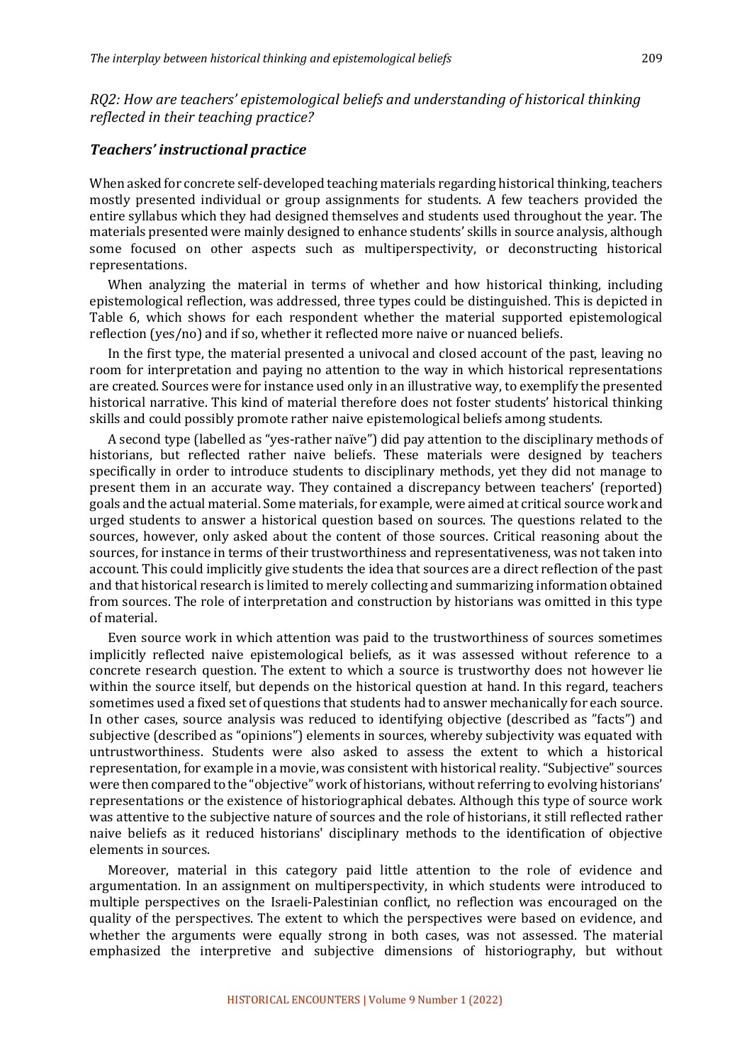*RQ2: How are teachers' epistemological beliefs and understanding of historical thinking reflected in their teaching practice?*

### *Teachers' instructional practice*

When asked for concrete self-developed teaching materials regarding historical thinking, teachers mostly presented individual or group assignments for students. A few teachers provided the entire syllabus which they had designed themselves and students used throughout the year. The materials presented were mainly designed to enhance students' skills in source analysis, although some focused on other aspects such as multiperspectivity, or deconstructing historical representations.

When analyzing the material in terms of whether and how historical thinking, including epistemological reflection, was addressed, three types could be distinguished. This is depicted in Table 6, which shows for each respondent whether the material supported epistemological reflection (yes/no) and if so, whether it reflected more naive or nuanced beliefs.

In the first type, the material presented a univocal and closed account of the past, leaving no room for interpretation and paying no attention to the way in which historical representations are created. Sources were for instance used only in an illustrative way, to exemplify the presented historical narrative. This kind of material therefore does not foster students' historical thinking skills and could possibly promote rather naive epistemological beliefs among students.

A second type (labelled as "yes-rather naïve") did pay attention to the disciplinary methods of historians, but reflected rather naive beliefs. These materials were designed by teachers specifically in order to introduce students to disciplinary methods, yet they did not manage to present them in an accurate way. They contained a discrepancy between teachers' (reported) goals and the actual material. Some materials, for example, were aimed at critical source work and urged students to answer a historical question based on sources. The questions related to the sources, however, only asked about the content of those sources. Critical reasoning about the sources, for instance in terms of their trustworthiness and representativeness, was not taken into account. This could implicitly give students the idea that sources are a direct reflection of the past and that historical research is limited to merely collecting and summarizing information obtained from sources. The role of interpretation and construction by historians was omitted in this type of material.

Even source work in which attention was paid to the trustworthiness of sources sometimes implicitly reflected naive epistemological beliefs, as it was assessed without reference to a concrete research question. The extent to which a source is trustworthy does not however lie within the source itself, but depends on the historical question at hand. In this regard, teachers sometimes used a fixed set of questions that students had to answer mechanically for each source. In other cases, source analysis was reduced to identifying objective (described as "facts") and subjective (described as "opinions") elements in sources, whereby subjectivity was equated with untrustworthiness. Students were also asked to assess the extent to which a historical representation, for example in a movie, was consistent with historical reality. "Subjective" sources were then compared to the "objective" work of historians, without referring to evolving historians' representations or the existence of historiographical debates. Although this type of source work was attentive to the subjective nature of sources and the role of historians, it still reflected rather naive beliefs as it reduced historians' disciplinary methods to the identification of objective elements in sources.

Moreover, material in this category paid little attention to the role of evidence and argumentation. In an assignment on multiperspectivity, in which students were introduced to multiple perspectives on the Israeli-Palestinian conflict, no reflection was encouraged on the quality of the perspectives. The extent to which the perspectives were based on evidence, and whether the arguments were equally strong in both cases, was not assessed. The material emphasized the interpretive and subjective dimensions of historiography, but without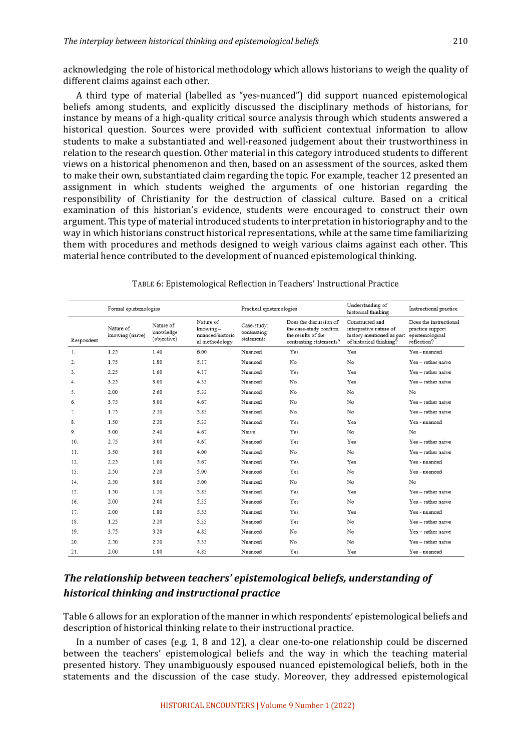acknowledging the role of historical methodology which allows historians to weigh the quality of different claims against each other.

A third type of material (labelled as "yes-nuanced") did support nuanced epistemological beliefs among students, and explicitly discussed the disciplinary methods of historians, for instance by means of a high-quality critical source analysis through which students answered a historical question. Sources were provided with sufficient contextual information to allow students to make a substantiated and well-reasoned judgement about their trustworthiness in relation to the research question. Other material in this category introduced students to different views on a historical phenomenon and then, based on an assessment of the sources, asked them to make their own, substantiated claim regarding the topic. For example, teacher 12 presented an assignment in which students weighed the arguments of one historian regarding the responsibility of Christianity for the destruction of classical culture. Based on a critical examination of this historian's evidence, students were encouraged to construct their own argument. This type of material introduced students to interpretation in historiography and to the way in which historians construct historical representations, while at the same time familiarizing them with procedures and methods designed to weigh various claims against each other. This material hence contributed to the development of nuanced epistemological thinking.

TABLE 6: Epistemological Reflection in Teachers' Instructional Practice

| | Formal epistemologies | | | Practical epistemologies | | Understanding of historical thinking | Instructional practice |
|---|---|---|---|---|---|---|---|
| Respondent | Nature of knowing (naive) | Nature of knowledge (objective) | Nature of knowing – nuanced/historical methodology | Case-study: contrasting statements | Does the discussion of the case-study confirm the results of the contrasting statements? | Constructed and interpretive nature of history mentioned as part of historical thinking? | Does the instructional practice support epistemological reflection? |
| 1. | 1.25 | 1.40 | 6.00 | Nuanced | Yes | Yes | Yes - nuanced |
| 2. | 1.75 | 1.80 | 5.17 | Nuanced | No | No | Yes – rather naive |
| 3. | 2.25 | 1.60 | 4.17 | Nuanced | Yes | Yes | Yes – rather naive |
| 4. | 3.25 | 3.00 | 4.33 | Nuanced | No | Yes | Yes – rather naive |
| 5. | 2.00 | 2.60 | 5.33 | Nuanced | No | No | No |
| 6. | 3.75 | 3.00 | 4.67 | Nuanced | No | No | Yes – rather naive |
| 7. | 1.75 | 2.20 | 5.83 | Nuanced | No | No | Yes – rather naive |
| 8. | 1.50 | 2.20 | 5.33 | Nuanced | Yes | Yes | Yes - nuanced |
| 9. | 3.00 | 2.40 | 4.67 | Naive | Yes | No | No |
| 10. | 2.75 | 3.00 | 4.67 | Nuanced | Yes | Yes | Yes – rather naive |
| 11. | 3.50 | 3.00 | 4.00 | Nuanced | No | No | Yes – rather naive |
| 12. | 2.25 | 1.00 | 5.67 | Nuanced | Yes | Yes | Yes - nuanced |
| 13. | 2.50 | 2.20 | 5.00 | Nuanced | Yes | No | Yes - nuanced |
| 14. | 2.50 | 3.00 | 5.00 | Nuanced | No | No | No |
| 15. | 1.50 | 1.20 | 5.83 | Nuanced | Yes | Yes | Yes – rather naive |
| 16. | 2.00 | 2.00 | 5.33 | Nuanced | Yes | No | Yes – rather naive |
| 17. | 2.00 | 1.80 | 5.33 | Nuanced | Yes | Yes | Yes - nuanced |
| 18. | 1.25 | 2.20 | 5.33 | Nuanced | Yes | No | Yes – rather naive |
| 19. | 3.75 | 3.20 | 4.83 | Nuanced | No | No | Yes – rather naive |
| 20. | 2.50 | 2.20 | 5.33 | Nuanced | No | No | Yes – rather naive |
| 21. | 2.00 | 1.80 | 4.83 | Nuanced | Yes | Yes | Yes - nuanced |

## *The relationship between teachers' epistemological beliefs, understanding of historical thinking and instructional practice*

Table 6 allows for an exploration of the manner in which respondents' epistemological beliefs and description of historical thinking relate to their instructional practice.

In a number of cases (e.g. 1, 8 and 12), a clear one-to-one relationship could be discerned between the teachers' epistemological beliefs and the way in which the teaching material presented history. They unambiguously espoused nuanced epistemological beliefs, both in the statements and the discussion of the case study. Moreover, they addressed epistemological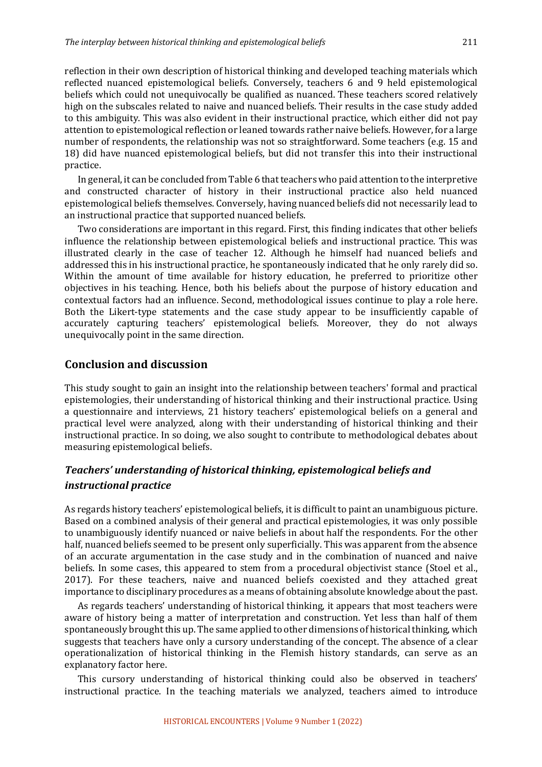reflection in their own description of historical thinking and developed teaching materials which reflected nuanced epistemological beliefs. Conversely, teachers 6 and 9 held epistemological beliefs which could not unequivocally be qualified as nuanced. These teachers scored relatively high on the subscales related to naive and nuanced beliefs. Their results in the case study added to this ambiguity. This was also evident in their instructional practice, which either did not pay attention to epistemological reflection or leaned towards rather naive beliefs. However, for a large number of respondents, the relationship was not so straightforward. Some teachers (e.g. 15 and 18) did have nuanced epistemological beliefs, but did not transfer this into their instructional practice.

In general, it can be concluded from Table 6 that teachers who paid attention to the interpretive and constructed character of history in their instructional practice also held nuanced epistemological beliefs themselves. Conversely, having nuanced beliefs did not necessarily lead to an instructional practice that supported nuanced beliefs.

Two considerations are important in this regard. First, this finding indicates that other beliefs influence the relationship between epistemological beliefs and instructional practice. This was illustrated clearly in the case of teacher 12. Although he himself had nuanced beliefs and addressed this in his instructional practice, he spontaneously indicated that he only rarely did so. Within the amount of time available for history education, he preferred to prioritize other objectives in his teaching. Hence, both his beliefs about the purpose of history education and contextual factors had an influence. Second, methodological issues continue to play a role here. Both the Likert-type statements and the case study appear to be insufficiently capable of accurately capturing teachers' epistemological beliefs. Moreover, they do not always unequivocally point in the same direction.

## Conclusion and discussion

This study sought to gain an insight into the relationship between teachers' formal and practical epistemologies, their understanding of historical thinking and their instructional practice. Using a questionnaire and interviews, 21 history teachers' epistemological beliefs on a general and practical level were analyzed, along with their understanding of historical thinking and their instructional practice. In so doing, we also sought to contribute to methodological debates about measuring epistemological beliefs.

### *Teachers' understanding of historical thinking, epistemological beliefs and instructional practice*

As regards history teachers' epistemological beliefs, it is difficult to paint an unambiguous picture. Based on a combined analysis of their general and practical epistemologies, it was only possible to unambiguously identify nuanced or naive beliefs in about half the respondents. For the other half, nuanced beliefs seemed to be present only superficially. This was apparent from the absence of an accurate argumentation in the case study and in the combination of nuanced and naive beliefs. In some cases, this appeared to stem from a procedural objectivist stance (Stoel et al., 2017). For these teachers, naive and nuanced beliefs coexisted and they attached great importance to disciplinary procedures as a means of obtaining absolute knowledge about the past.

As regards teachers' understanding of historical thinking, it appears that most teachers were aware of history being a matter of interpretation and construction. Yet less than half of them spontaneously brought this up. The same applied to other dimensions of historical thinking, which suggests that teachers have only a cursory understanding of the concept. The absence of a clear operationalization of historical thinking in the Flemish history standards, can serve as an explanatory factor here.

This cursory understanding of historical thinking could also be observed in teachers' instructional practice. In the teaching materials we analyzed, teachers aimed to introduce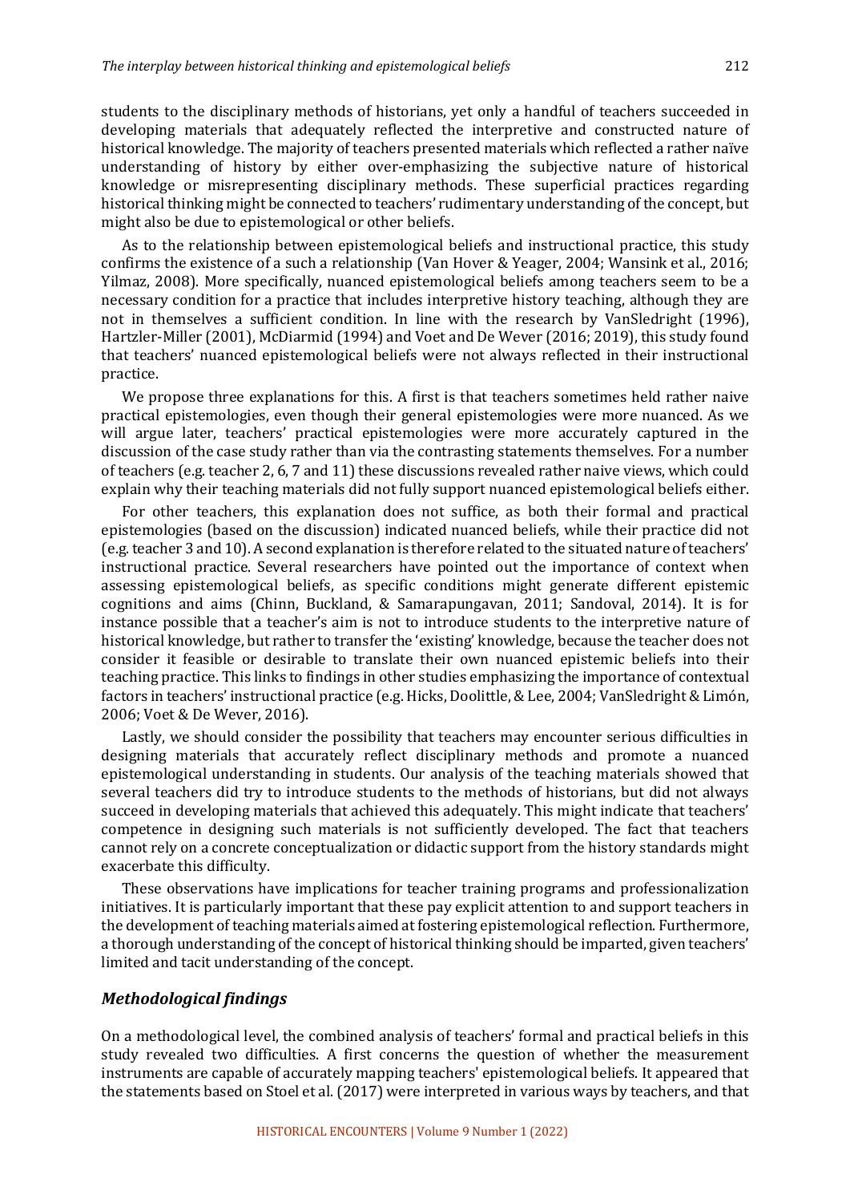students to the disciplinary methods of historians, yet only a handful of teachers succeeded in developing materials that adequately reflected the interpretive and constructed nature of historical knowledge. The majority of teachers presented materials which reflected a rather naïve understanding of history by either over-emphasizing the subjective nature of historical knowledge or misrepresenting disciplinary methods. These superficial practices regarding historical thinking might be connected to teachers' rudimentary understanding of the concept, but might also be due to epistemological or other beliefs.

As to the relationship between epistemological beliefs and instructional practice, this study confirms the existence of a such a relationship (Van Hover & Yeager, 2004; Wansink et al., 2016; Yilmaz, 2008). More specifically, nuanced epistemological beliefs among teachers seem to be a necessary condition for a practice that includes interpretive history teaching, although they are not in themselves a sufficient condition. In line with the research by VanSledright (1996), Hartzler-Miller (2001), McDiarmid (1994) and Voet and De Wever (2016; 2019), this study found that teachers' nuanced epistemological beliefs were not always reflected in their instructional practice.

We propose three explanations for this. A first is that teachers sometimes held rather naive practical epistemologies, even though their general epistemologies were more nuanced. As we will argue later, teachers' practical epistemologies were more accurately captured in the discussion of the case study rather than via the contrasting statements themselves. For a number of teachers (e.g. teacher 2, 6, 7 and 11) these discussions revealed rather naive views, which could explain why their teaching materials did not fully support nuanced epistemological beliefs either.

For other teachers, this explanation does not suffice, as both their formal and practical epistemologies (based on the discussion) indicated nuanced beliefs, while their practice did not (e.g. teacher 3 and 10). A second explanation is therefore related to the situated nature of teachers' instructional practice. Several researchers have pointed out the importance of context when assessing epistemological beliefs, as specific conditions might generate different epistemic cognitions and aims (Chinn, Buckland, & Samarapungavan, 2011; Sandoval, 2014). It is for instance possible that a teacher's aim is not to introduce students to the interpretive nature of historical knowledge, but rather to transfer the 'existing' knowledge, because the teacher does not consider it feasible or desirable to translate their own nuanced epistemic beliefs into their teaching practice. This links to findings in other studies emphasizing the importance of contextual factors in teachers' instructional practice (e.g. Hicks, Doolittle, & Lee, 2004; VanSledright & Limón, 2006; Voet & De Wever, 2016).

Lastly, we should consider the possibility that teachers may encounter serious difficulties in designing materials that accurately reflect disciplinary methods and promote a nuanced epistemological understanding in students. Our analysis of the teaching materials showed that several teachers did try to introduce students to the methods of historians, but did not always succeed in developing materials that achieved this adequately. This might indicate that teachers' competence in designing such materials is not sufficiently developed. The fact that teachers cannot rely on a concrete conceptualization or didactic support from the history standards might exacerbate this difficulty.

These observations have implications for teacher training programs and professionalization initiatives. It is particularly important that these pay explicit attention to and support teachers in the development of teaching materials aimed at fostering epistemological reflection. Furthermore, a thorough understanding of the concept of historical thinking should be imparted, given teachers' limited and tacit understanding of the concept.

### *Methodological findings*

On a methodological level, the combined analysis of teachers' formal and practical beliefs in this study revealed two difficulties. A first concerns the question of whether the measurement instruments are capable of accurately mapping teachers' epistemological beliefs. It appeared that the statements based on Stoel et al. (2017) were interpreted in various ways by teachers, and that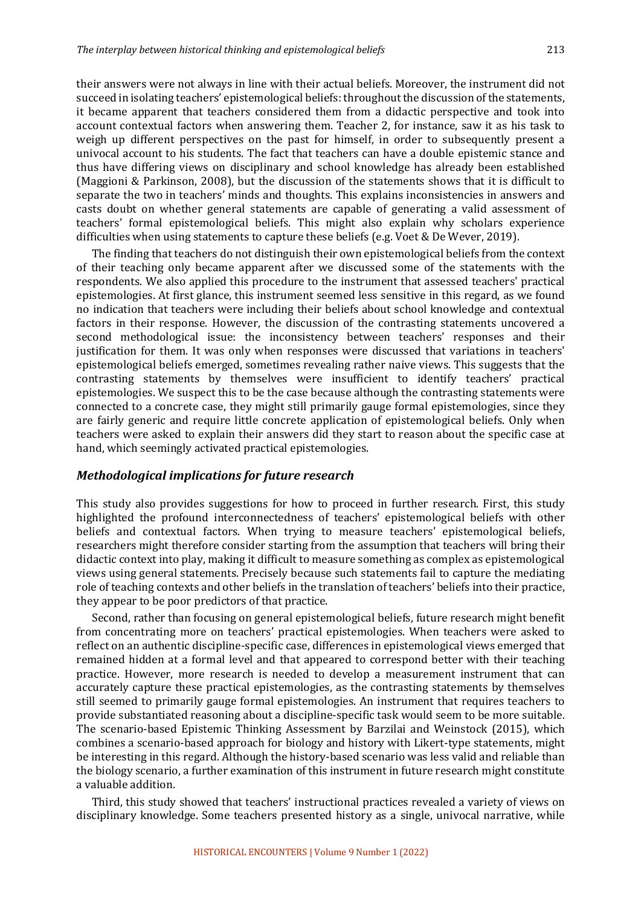their answers were not always in line with their actual beliefs. Moreover, the instrument did not succeed in isolating teachers' epistemological beliefs: throughout the discussion of the statements, it became apparent that teachers considered them from a didactic perspective and took into account contextual factors when answering them. Teacher 2, for instance, saw it as his task to weigh up different perspectives on the past for himself, in order to subsequently present a univocal account to his students. The fact that teachers can have a double epistemic stance and thus have differing views on disciplinary and school knowledge has already been established (Maggioni & Parkinson, 2008), but the discussion of the statements shows that it is difficult to separate the two in teachers' minds and thoughts. This explains inconsistencies in answers and casts doubt on whether general statements are capable of generating a valid assessment of teachers' formal epistemological beliefs. This might also explain why scholars experience difficulties when using statements to capture these beliefs (e.g. Voet & De Wever, 2019).

The finding that teachers do not distinguish their own epistemological beliefs from the context of their teaching only became apparent after we discussed some of the statements with the respondents. We also applied this procedure to the instrument that assessed teachers' practical epistemologies. At first glance, this instrument seemed less sensitive in this regard, as we found no indication that teachers were including their beliefs about school knowledge and contextual factors in their response. However, the discussion of the contrasting statements uncovered a second methodological issue: the inconsistency between teachers' responses and their justification for them. It was only when responses were discussed that variations in teachers' epistemological beliefs emerged, sometimes revealing rather naive views. This suggests that the contrasting statements by themselves were insufficient to identify teachers' practical epistemologies. We suspect this to be the case because although the contrasting statements were connected to a concrete case, they might still primarily gauge formal epistemologies, since they are fairly generic and require little concrete application of epistemological beliefs. Only when teachers were asked to explain their answers did they start to reason about the specific case at hand, which seemingly activated practical epistemologies.

### *Methodological implications for future research*

This study also provides suggestions for how to proceed in further research. First, this study highlighted the profound interconnectedness of teachers' epistemological beliefs with other beliefs and contextual factors. When trying to measure teachers' epistemological beliefs, researchers might therefore consider starting from the assumption that teachers will bring their didactic context into play, making it difficult to measure something as complex as epistemological views using general statements. Precisely because such statements fail to capture the mediating role of teaching contexts and other beliefs in the translation of teachers' beliefs into their practice, they appear to be poor predictors of that practice.

Second, rather than focusing on general epistemological beliefs, future research might benefit from concentrating more on teachers' practical epistemologies. When teachers were asked to reflect on an authentic discipline-specific case, differences in epistemological views emerged that remained hidden at a formal level and that appeared to correspond better with their teaching practice. However, more research is needed to develop a measurement instrument that can accurately capture these practical epistemologies, as the contrasting statements by themselves still seemed to primarily gauge formal epistemologies. An instrument that requires teachers to provide substantiated reasoning about a discipline-specific task would seem to be more suitable. The scenario-based Epistemic Thinking Assessment by Barzilai and Weinstock (2015), which combines a scenario-based approach for biology and history with Likert-type statements, might be interesting in this regard. Although the history-based scenario was less valid and reliable than the biology scenario, a further examination of this instrument in future research might constitute a valuable addition.

Third, this study showed that teachers' instructional practices revealed a variety of views on disciplinary knowledge. Some teachers presented history as a single, univocal narrative, while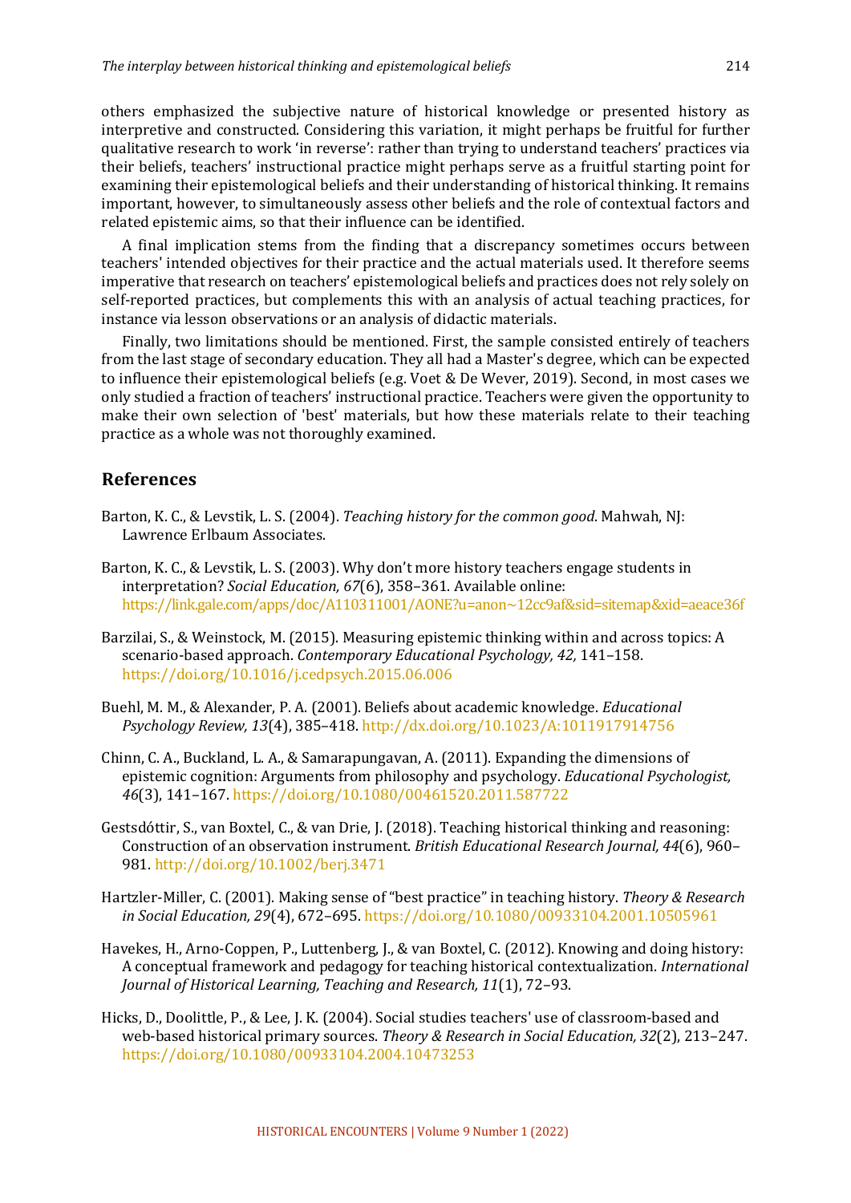others emphasized the subjective nature of historical knowledge or presented history as interpretive and constructed. Considering this variation, it might perhaps be fruitful for further qualitative research to work 'in reverse': rather than trying to understand teachers' practices via their beliefs, teachers' instructional practice might perhaps serve as a fruitful starting point for examining their epistemological beliefs and their understanding of historical thinking. It remains important, however, to simultaneously assess other beliefs and the role of contextual factors and related epistemic aims, so that their influence can be identified.

A final implication stems from the finding that a discrepancy sometimes occurs between teachers' intended objectives for their practice and the actual materials used. It therefore seems imperative that research on teachers' epistemological beliefs and practices does not rely solely on self-reported practices, but complements this with an analysis of actual teaching practices, for instance via lesson observations or an analysis of didactic materials.

Finally, two limitations should be mentioned. First, the sample consisted entirely of teachers from the last stage of secondary education. They all had a Master's degree, which can be expected to influence their epistemological beliefs (e.g. Voet & De Wever, 2019). Second, in most cases we only studied a fraction of teachers' instructional practice. Teachers were given the opportunity to make their own selection of 'best' materials, but how these materials relate to their teaching practice as a whole was not thoroughly examined.

## References

Barton, K. C., & Levstik, L. S. (2004). *Teaching history for the common good*. Mahwah, NJ: Lawrence Erlbaum Associates.

Barton, K. C., & Levstik, L. S. (2003). Why don't more history teachers engage students in interpretation? *Social Education, 67*(6), 358–361. Available online: https://link.gale.com/apps/doc/A110311001/AONE?u=anon~12cc9af&sid=sitemap&xid=aeace36f

Barzilai, S., & Weinstock, M. (2015). Measuring epistemic thinking within and across topics: A scenario-based approach. *Contemporary Educational Psychology, 42,* 141–158. https://doi.org/10.1016/j.cedpsych.2015.06.006

Buehl, M. M., & Alexander, P. A. (2001). Beliefs about academic knowledge. *Educational Psychology Review, 13*(4), 385–418. http://dx.doi.org/10.1023/A:1011917914756

Chinn, C. A., Buckland, L. A., & Samarapungavan, A. (2011). Expanding the dimensions of epistemic cognition: Arguments from philosophy and psychology. *Educational Psychologist, 46*(3), 141–167. https://doi.org/10.1080/00461520.2011.587722

Gestsdóttir, S., van Boxtel, C., & van Drie, J. (2018). Teaching historical thinking and reasoning: Construction of an observation instrument. *British Educational Research Journal, 44*(6), 960–981. http://doi.org/10.1002/berj.3471

Hartzler-Miller, C. (2001). Making sense of "best practice" in teaching history. *Theory & Research in Social Education, 29*(4), 672–695. https://doi.org/10.1080/00933104.2001.10505961

Havekes, H., Arno-Coppen, P., Luttenberg, J., & van Boxtel, C. (2012). Knowing and doing history: A conceptual framework and pedagogy for teaching historical contextualization. *International Journal of Historical Learning, Teaching and Research, 11*(1), 72–93.

Hicks, D., Doolittle, P., & Lee, J. K. (2004). Social studies teachers' use of classroom-based and web-based historical primary sources. *Theory & Research in Social Education, 32*(2), 213–247. https://doi.org/10.1080/00933104.2004.10473253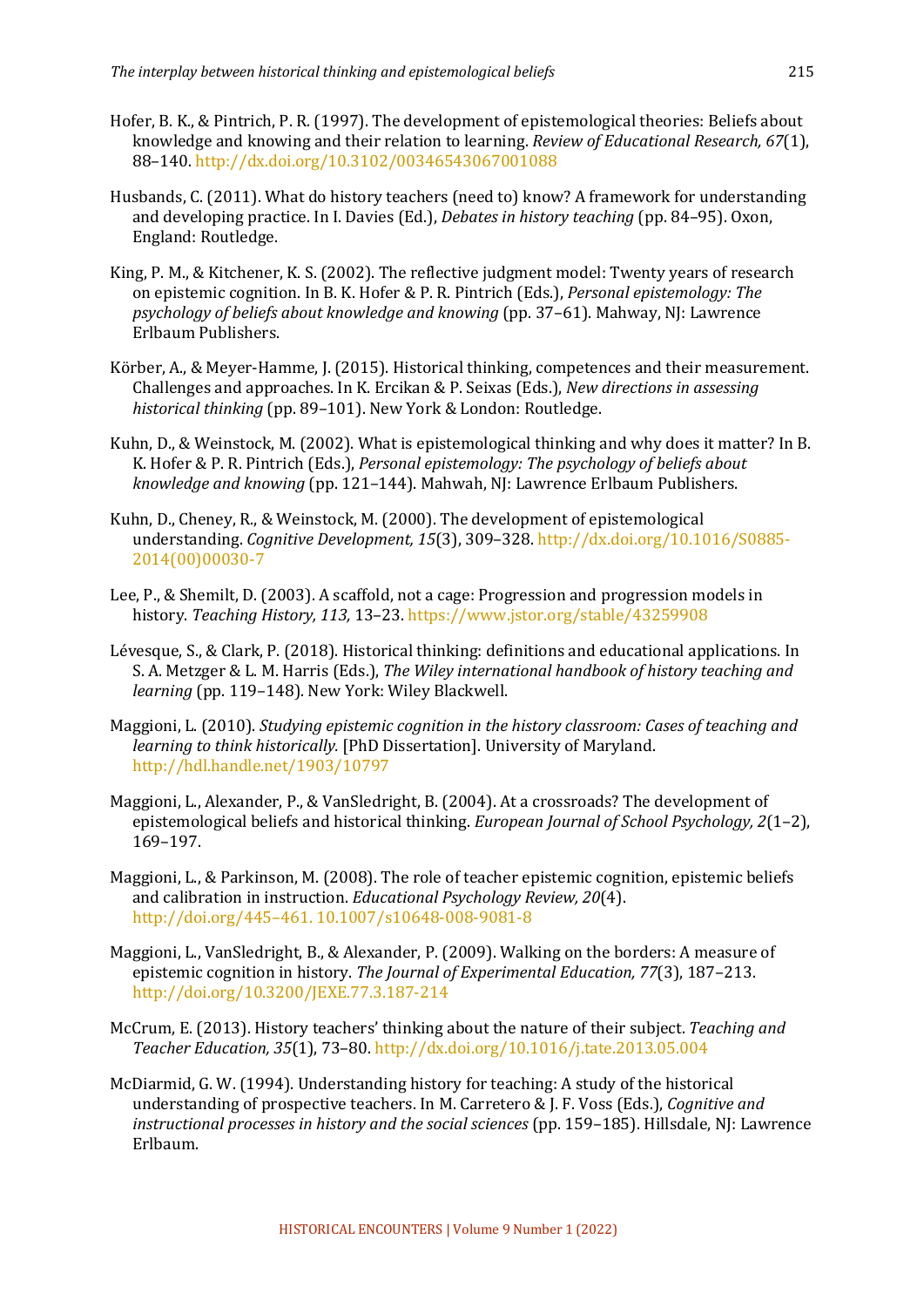Hofer, B. K., & Pintrich, P. R. (1997). The development of epistemological theories: Beliefs about knowledge and knowing and their relation to learning. *Review of Educational Research, 67*(1), 88–140. http://dx.doi.org/10.3102/00346543067001088

Husbands, C. (2011). What do history teachers (need to) know? A framework for understanding and developing practice. In I. Davies (Ed.), *Debates in history teaching* (pp. 84–95). Oxon, England: Routledge.

King, P. M., & Kitchener, K. S. (2002). The reflective judgment model: Twenty years of research on epistemic cognition. In B. K. Hofer & P. R. Pintrich (Eds.), *Personal epistemology: The psychology of beliefs about knowledge and knowing* (pp. 37–61). Mahway, NJ: Lawrence Erlbaum Publishers.

Körber, A., & Meyer-Hamme, J. (2015). Historical thinking, competences and their measurement. Challenges and approaches. In K. Ercikan & P. Seixas (Eds.), *New directions in assessing historical thinking* (pp. 89–101). New York & London: Routledge.

Kuhn, D., & Weinstock, M. (2002). What is epistemological thinking and why does it matter? In B. K. Hofer & P. R. Pintrich (Eds.), *Personal epistemology: The psychology of beliefs about knowledge and knowing* (pp. 121–144). Mahwah, NJ: Lawrence Erlbaum Publishers.

Kuhn, D., Cheney, R., & Weinstock, M. (2000). The development of epistemological understanding. *Cognitive Development, 15*(3), 309–328. http://dx.doi.org/10.1016/S0885-2014(00)00030-7

Lee, P., & Shemilt, D. (2003). A scaffold, not a cage: Progression and progression models in history. *Teaching History, 113,* 13–23. https://www.jstor.org/stable/43259908

Lévesque, S., & Clark, P. (2018). Historical thinking: definitions and educational applications. In S. A. Metzger & L. M. Harris (Eds.), *The Wiley international handbook of history teaching and learning* (pp. 119–148). New York: Wiley Blackwell.

Maggioni, L. (2010). *Studying epistemic cognition in the history classroom: Cases of teaching and learning to think historically.* [PhD Dissertation]. University of Maryland. http://hdl.handle.net/1903/10797

Maggioni, L., Alexander, P., & VanSledright, B. (2004). At a crossroads? The development of epistemological beliefs and historical thinking. *European Journal of School Psychology, 2*(1–2), 169–197.

Maggioni, L., & Parkinson, M. (2008). The role of teacher epistemic cognition, epistemic beliefs and calibration in instruction. *Educational Psychology Review, 20*(4). http://doi.org/445–461. 10.1007/s10648-008-9081-8

Maggioni, L., VanSledright, B., & Alexander, P. (2009). Walking on the borders: A measure of epistemic cognition in history. *The Journal of Experimental Education, 77*(3), 187–213. http://doi.org/10.3200/JEXE.77.3.187-214

McCrum, E. (2013). History teachers' thinking about the nature of their subject. *Teaching and Teacher Education, 35*(1), 73–80. http://dx.doi.org/10.1016/j.tate.2013.05.004

McDiarmid, G. W. (1994). Understanding history for teaching: A study of the historical understanding of prospective teachers. In M. Carretero & J. F. Voss (Eds.), *Cognitive and instructional processes in history and the social sciences* (pp. 159–185). Hillsdale, NJ: Lawrence Erlbaum.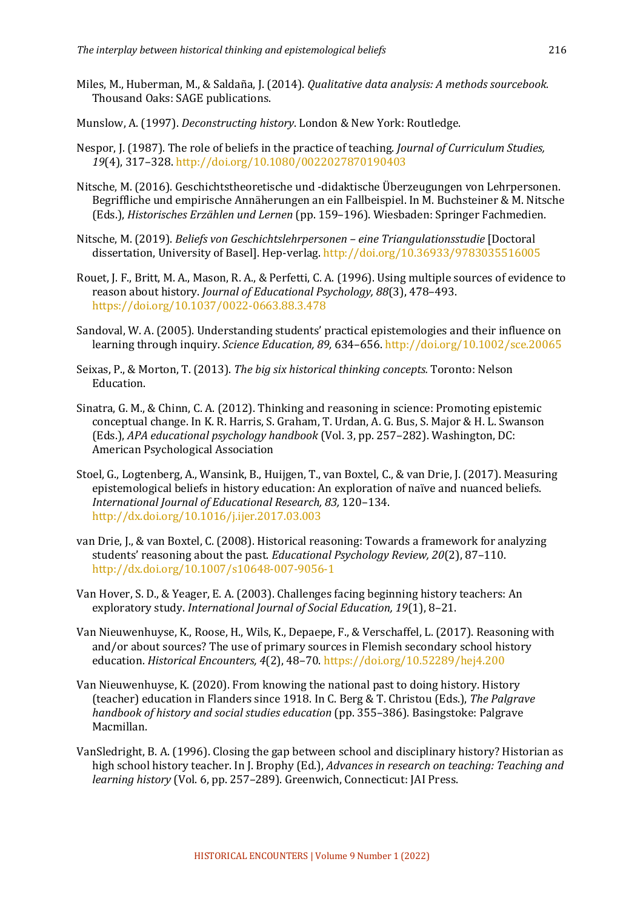Miles, M., Huberman, M., & Saldaña, J. (2014). *Qualitative data analysis: A methods sourcebook.* Thousand Oaks: SAGE publications.

Munslow, A. (1997). *Deconstructing history*. London & New York: Routledge.

Nespor, J. (1987). The role of beliefs in the practice of teaching. *Journal of Curriculum Studies, 19*(4), 317–328. http://doi.org/10.1080/0022027870190403

Nitsche, M. (2016). Geschichtstheoretische und -didaktische Überzeugungen von Lehrpersonen. Begriffliche und empirische Annäherungen an ein Fallbeispiel. In M. Buchsteiner & M. Nitsche (Eds.), *Historisches Erzählen und Lernen* (pp. 159–196). Wiesbaden: Springer Fachmedien.

Nitsche, M. (2019). *Beliefs von Geschichtslehrpersonen – eine Triangulationsstudie* [Doctoral dissertation, University of Basel]. Hep-verlag. http://doi.org/10.36933/9783035516005

Rouet, J. F., Britt, M. A., Mason, R. A., & Perfetti, C. A. (1996). Using multiple sources of evidence to reason about history. *Journal of Educational Psychology, 88*(3), 478–493. https://doi.org/10.1037/0022-0663.88.3.478

Sandoval, W. A. (2005). Understanding students' practical epistemologies and their influence on learning through inquiry. *Science Education, 89,* 634–656. http://doi.org/10.1002/sce.20065

Seixas, P., & Morton, T. (2013). *The big six historical thinking concepts.* Toronto: Nelson Education.

Sinatra, G. M., & Chinn, C. A. (2012). Thinking and reasoning in science: Promoting epistemic conceptual change. In K. R. Harris, S. Graham, T. Urdan, A. G. Bus, S. Major & H. L. Swanson (Eds.), *APA educational psychology handbook* (Vol. 3, pp. 257–282). Washington, DC: American Psychological Association

Stoel, G., Logtenberg, A., Wansink, B., Huijgen, T., van Boxtel, C., & van Drie, J. (2017). Measuring epistemological beliefs in history education: An exploration of naïve and nuanced beliefs. *International Journal of Educational Research, 83,* 120–134. http://dx.doi.org/10.1016/j.ijer.2017.03.003

van Drie, J., & van Boxtel, C. (2008). Historical reasoning: Towards a framework for analyzing students' reasoning about the past. *Educational Psychology Review, 20*(2), 87–110. http://dx.doi.org/10.1007/s10648-007-9056-1

Van Hover, S. D., & Yeager, E. A. (2003). Challenges facing beginning history teachers: An exploratory study. *International Journal of Social Education, 19*(1), 8–21.

Van Nieuwenhuyse, K., Roose, H., Wils, K., Depaepe, F., & Verschaffel, L. (2017). Reasoning with and/or about sources? The use of primary sources in Flemish secondary school history education. *Historical Encounters, 4*(2), 48–70. https://doi.org/10.52289/hej4.200

Van Nieuwenhuyse, K. (2020). From knowing the national past to doing history. History (teacher) education in Flanders since 1918. In C. Berg & T. Christou (Eds.), *The Palgrave handbook of history and social studies education* (pp. 355–386). Basingstoke: Palgrave Macmillan.

VanSledright, B. A. (1996). Closing the gap between school and disciplinary history? Historian as high school history teacher. In J. Brophy (Ed.), *Advances in research on teaching: Teaching and learning history* (Vol. 6, pp. 257–289). Greenwich, Connecticut: JAI Press.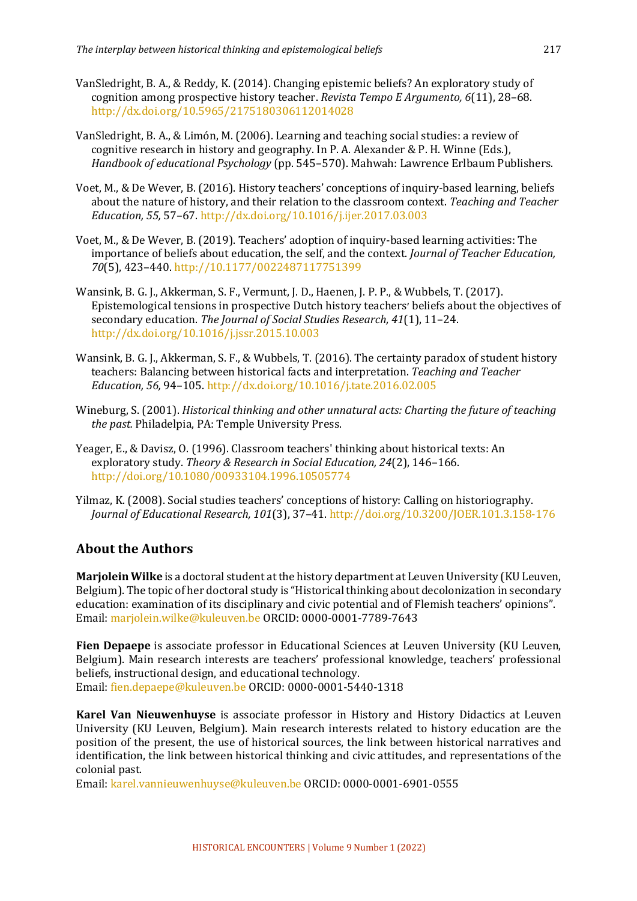VanSledright, B. A., & Reddy, K. (2014). Changing epistemic beliefs? An exploratory study of cognition among prospective history teacher. *Revista Tempo E Argumento, 6*(11), 28–68. http://dx.doi.org/10.5965/2175180306112014028

VanSledright, B. A., & Limón, M. (2006). Learning and teaching social studies: a review of cognitive research in history and geography. In P. A. Alexander & P. H. Winne (Eds.), *Handbook of educational Psychology* (pp. 545–570). Mahwah: Lawrence Erlbaum Publishers.

Voet, M., & De Wever, B. (2016). History teachers' conceptions of inquiry-based learning, beliefs about the nature of history, and their relation to the classroom context. *Teaching and Teacher Education, 55,* 57–67. http://dx.doi.org/10.1016/j.ijer.2017.03.003

Voet, M., & De Wever, B. (2019). Teachers' adoption of inquiry-based learning activities: The importance of beliefs about education, the self, and the context. *Journal of Teacher Education, 70*(5), 423–440. http://10.1177/0022487117751399

Wansink, B. G. J., Akkerman, S. F., Vermunt, J. D., Haenen, J. P. P., & Wubbels, T. (2017). Epistemological tensions in prospective Dutch history teachers' beliefs about the objectives of secondary education. *The Journal of Social Studies Research, 41*(1), 11–24. http://dx.doi.org/10.1016/j.jssr.2015.10.003

Wansink, B. G. J., Akkerman, S. F., & Wubbels, T. (2016). The certainty paradox of student history teachers: Balancing between historical facts and interpretation. *Teaching and Teacher Education, 56,* 94–105. http://dx.doi.org/10.1016/j.tate.2016.02.005

Wineburg, S. (2001). *Historical thinking and other unnatural acts: Charting the future of teaching the past.* Philadelpia, PA: Temple University Press.

Yeager, E., & Davisz, O. (1996). Classroom teachers' thinking about historical texts: An exploratory study. *Theory & Research in Social Education, 24*(2), 146–166. http://doi.org/10.1080/00933104.1996.10505774

Yilmaz, K. (2008). Social studies teachers' conceptions of history: Calling on historiography. *Journal of Educational Research, 101*(3), 37–41. http://doi.org/10.3200/JOER.101.3.158-176

## About the Authors

**Marjolein Wilke** is a doctoral student at the history department at Leuven University (KU Leuven, Belgium). The topic of her doctoral study is "Historical thinking about decolonization in secondary education: examination of its disciplinary and civic potential and of Flemish teachers' opinions". Email: marjolein.wilke@kuleuven.be ORCID: 0000-0001-7789-7643

**Fien Depaepe** is associate professor in Educational Sciences at Leuven University (KU Leuven, Belgium). Main research interests are teachers' professional knowledge, teachers' professional beliefs, instructional design, and educational technology.
Email: fien.depaepe@kuleuven.be ORCID: 0000-0001-5440-1318

**Karel Van Nieuwenhuyse** is associate professor in History and History Didactics at Leuven University (KU Leuven, Belgium). Main research interests related to history education are the position of the present, the use of historical sources, the link between historical narratives and identification, the link between historical thinking and civic attitudes, and representations of the colonial past.
Email: karel.vannieuwenhuyse@kuleuven.be ORCID: 0000-0001-6901-0555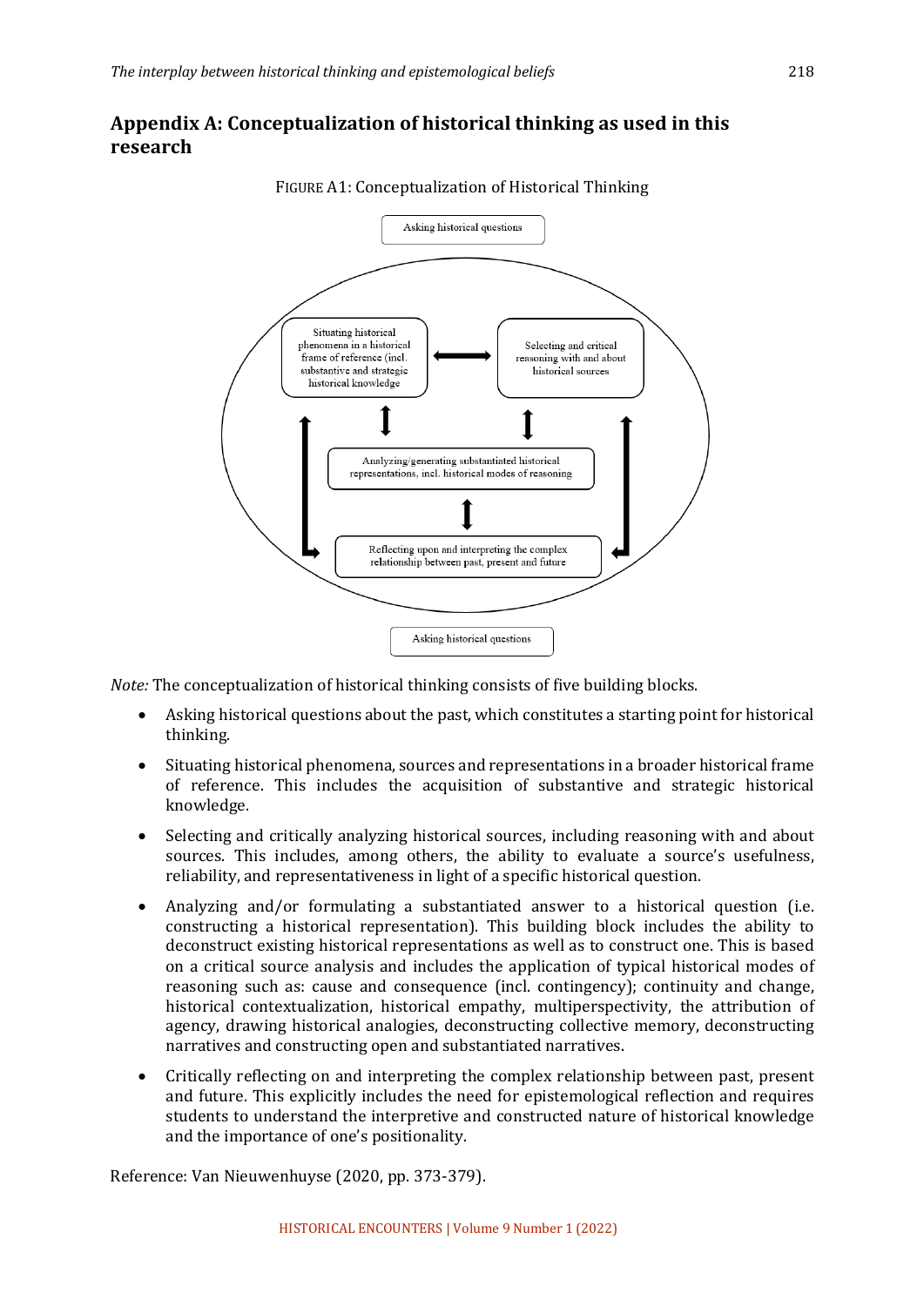## Appendix A: Conceptualization of historical thinking as used in this research

FIGURE A1: Conceptualization of Historical Thinking

Asking historical questions

Situating historical phenomena in a historical frame of reference (incl. substantive and strategic historical knowledge)

Selecting and critical reasoning with and about historical sources

Analyzing/generating substantiated historical representations, incl. historical modes of reasoning

Reflecting upon and interpreting the complex relationship between past, present and future

Asking historical questions

*Note:* The conceptualization of historical thinking consists of five building blocks.

- Asking historical questions about the past, which constitutes a starting point for historical thinking.
- Situating historical phenomena, sources and representations in a broader historical frame of reference. This includes the acquisition of substantive and strategic historical knowledge.
- Selecting and critically analyzing historical sources, including reasoning with and about sources. This includes, among others, the ability to evaluate a source's usefulness, reliability, and representativeness in light of a specific historical question.
- Analyzing and/or formulating a substantiated answer to a historical question (i.e. constructing a historical representation). This building block includes the ability to deconstruct existing historical representations as well as to construct one. This is based on a critical source analysis and includes the application of typical historical modes of reasoning such as: cause and consequence (incl. contingency); continuity and change, historical contextualization, historical empathy, multiperspectivity, the attribution of agency, drawing historical analogies, deconstructing collective memory, deconstructing narratives and constructing open and substantiated narratives.
- Critically reflecting on and interpreting the complex relationship between past, present and future. This explicitly includes the need for epistemological reflection and requires students to understand the interpretive and constructed nature of historical knowledge and the importance of one's positionality.

Reference: Van Nieuwenhuyse (2020, pp. 373-379).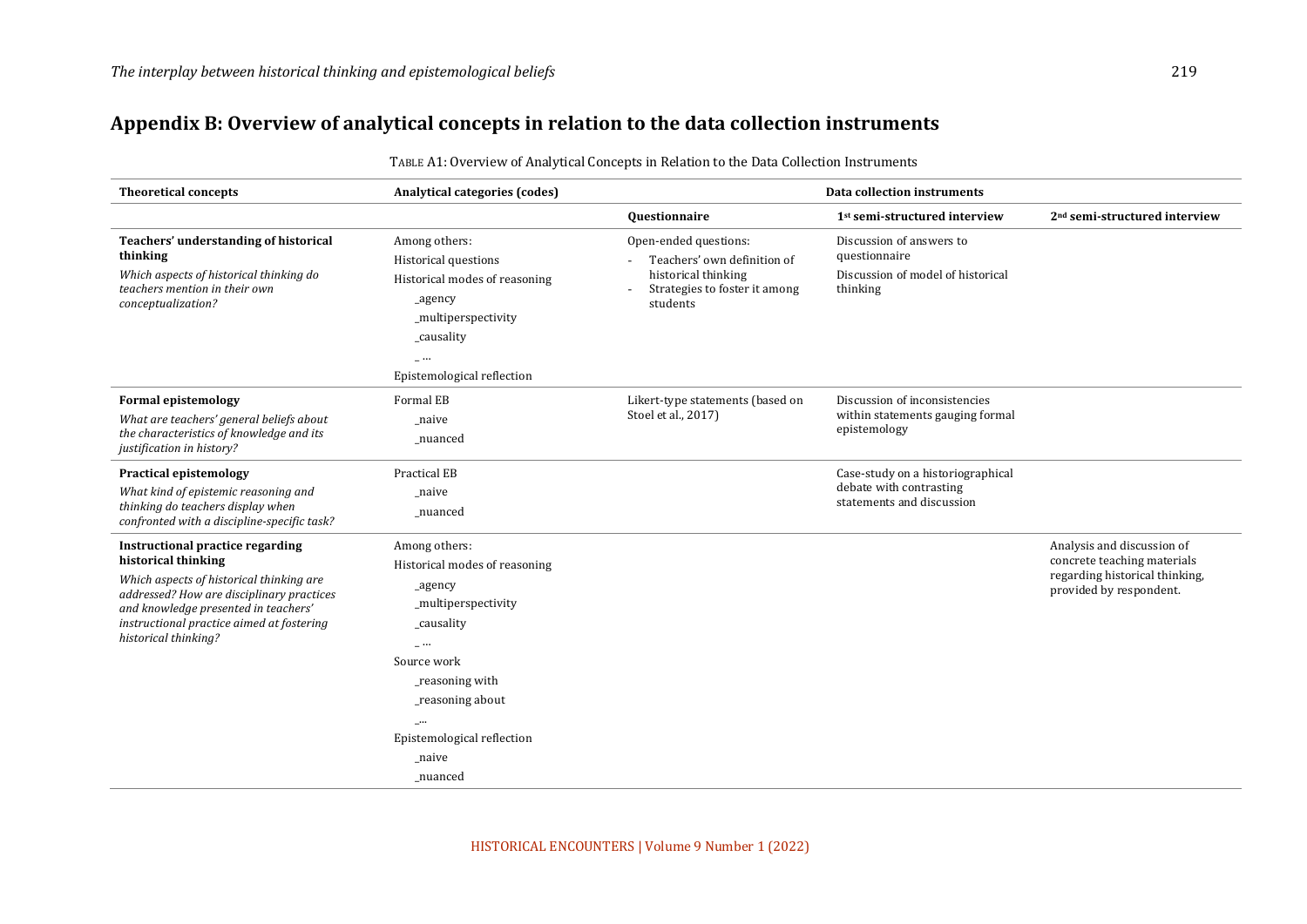## Appendix B: Overview of analytical concepts in relation to the data collection instruments

TABLE A1: Overview of Analytical Concepts in Relation to the Data Collection Instruments

| Theoretical concepts | Analytical categories (codes) | Data collection instruments | | |
|---|---|---|---|---|
| | | **Questionnaire** | **1st semi-structured interview** | **2nd semi-structured interview** |
| **Teachers' understanding of historical thinking**<br>*Which aspects of historical thinking do teachers mention in their own conceptualization?* | Among others:<br>Historical questions<br>Historical modes of reasoning<br>_agency<br>_multiperspectivity<br>_causality<br>_ …<br>Epistemological reflection | Open-ended questions:<br>- Teachers' own definition of historical thinking<br>- Strategies to foster it among students | Discussion of answers to questionnaire<br>Discussion of model of historical thinking | |
| **Formal epistemology**<br>*What are teachers' general beliefs about the characteristics of knowledge and its justification in history?* | Formal EB<br>_naive<br>_nuanced | Likert-type statements (based on Stoel et al., 2017) | Discussion of inconsistencies within statements gauging formal epistemology | |
| **Practical epistemology**<br>*What kind of epistemic reasoning and thinking do teachers display when confronted with a discipline-specific task?* | Practical EB<br>_naive<br>_nuanced | | Case-study on a historiographical debate with contrasting statements and discussion | |
| **Instructional practice regarding historical thinking**<br>*Which aspects of historical thinking are addressed? How are disciplinary practices and knowledge presented in teachers' instructional practice aimed at fostering historical thinking?* | Among others:<br>Historical modes of reasoning<br>_agency<br>_multiperspectivity<br>_causality<br>_ …<br>Source work<br>_reasoning with<br>_reasoning about<br>_...<br>Epistemological reflection<br>_naive<br>_nuanced | | | Analysis and discussion of concrete teaching materials regarding historical thinking, provided by respondent. |